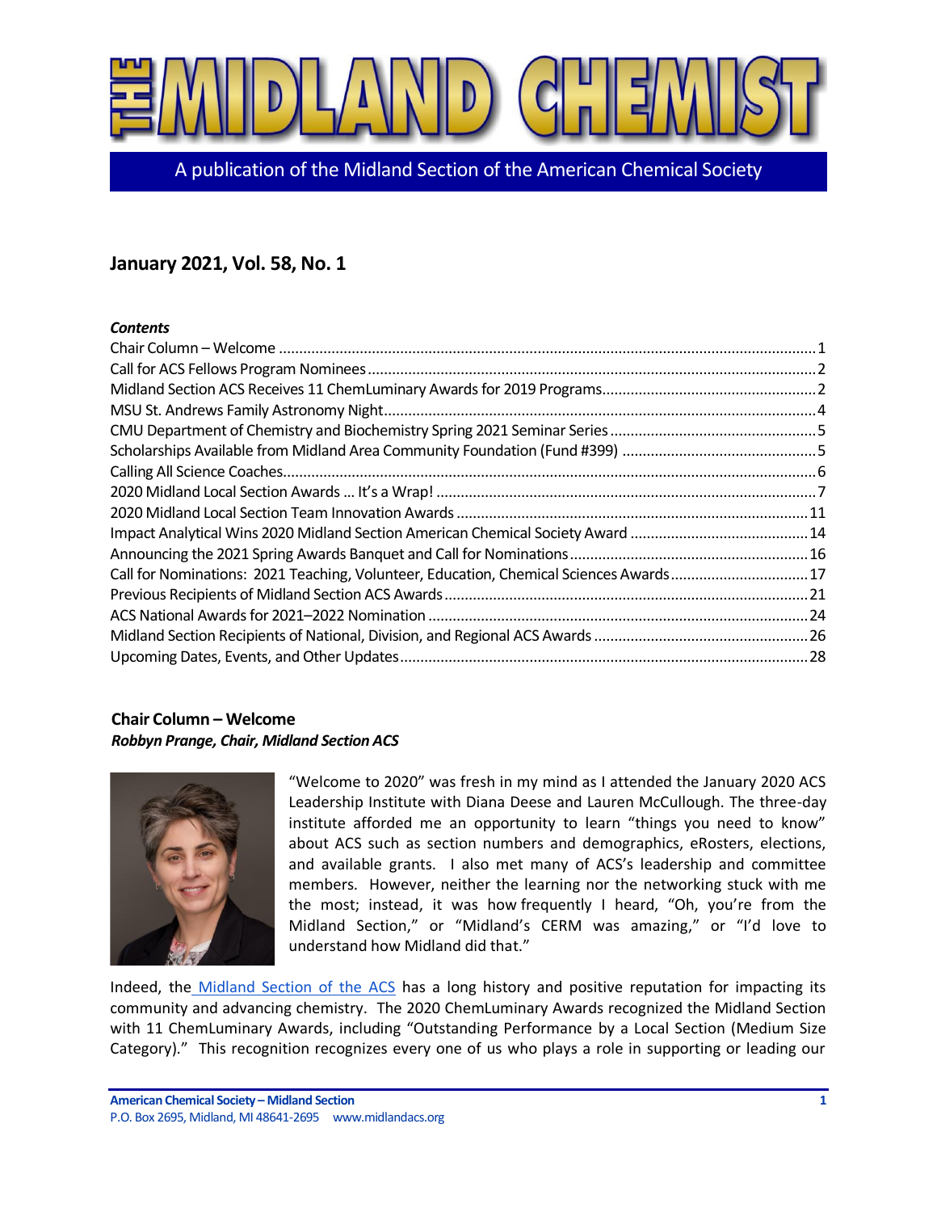# THE MIDLAND CHEMIST

A publication of the Midland Section of the American Chemical Society

## January 2021, Vol. 58, No. 1

***Contents***

| | |
|---|---|
| Chair Column – Welcome | 1 |
| Call for ACS Fellows Program Nominees | 2 |
| Midland Section ACS Receives 11 ChemLuminary Awards for 2019 Programs | 2 |
| MSU St. Andrews Family Astronomy Night | 4 |
| CMU Department of Chemistry and Biochemistry Spring 2021 Seminar Series | 5 |
| Scholarships Available from Midland Area Community Foundation (Fund #399) | 5 |
| Calling All Science Coaches | 6 |
| 2020 Midland Local Section Awards … It's a Wrap! | 7 |
| 2020 Midland Local Section Team Innovation Awards | 11 |
| Impact Analytical Wins 2020 Midland Section American Chemical Society Award | 14 |
| Announcing the 2021 Spring Awards Banquet and Call for Nominations | 16 |
| Call for Nominations: 2021 Teaching, Volunteer, Education, Chemical Sciences Awards | 17 |
| Previous Recipients of Midland Section ACS Awards | 21 |
| ACS National Awards for 2021–2022 Nomination | 24 |
| Midland Section Recipients of National, Division, and Regional ACS Awards | 26 |
| Upcoming Dates, Events, and Other Updates | 28 |

### Chair Column – Welcome

***Robbyn Prange, Chair, Midland Section ACS***

"Welcome to 2020" was fresh in my mind as I attended the January 2020 ACS Leadership Institute with Diana Deese and Lauren McCullough. The three-day institute afforded me an opportunity to learn "things you need to know" about ACS such as section numbers and demographics, eRosters, elections, and available grants. I also met many of ACS's leadership and committee members. However, neither the learning nor the networking stuck with me the most; instead, it was how frequently I heard, "Oh, you're from the Midland Section," or "Midland's CERM was amazing," or "I'd love to understand how Midland did that."

Indeed, the Midland Section of the ACS has a long history and positive reputation for impacting its community and advancing chemistry. The 2020 ChemLuminary Awards recognized the Midland Section with 11 ChemLuminary Awards, including "Outstanding Performance by a Local Section (Medium Size Category)." This recognition recognizes every one of us who plays a role in supporting or leading our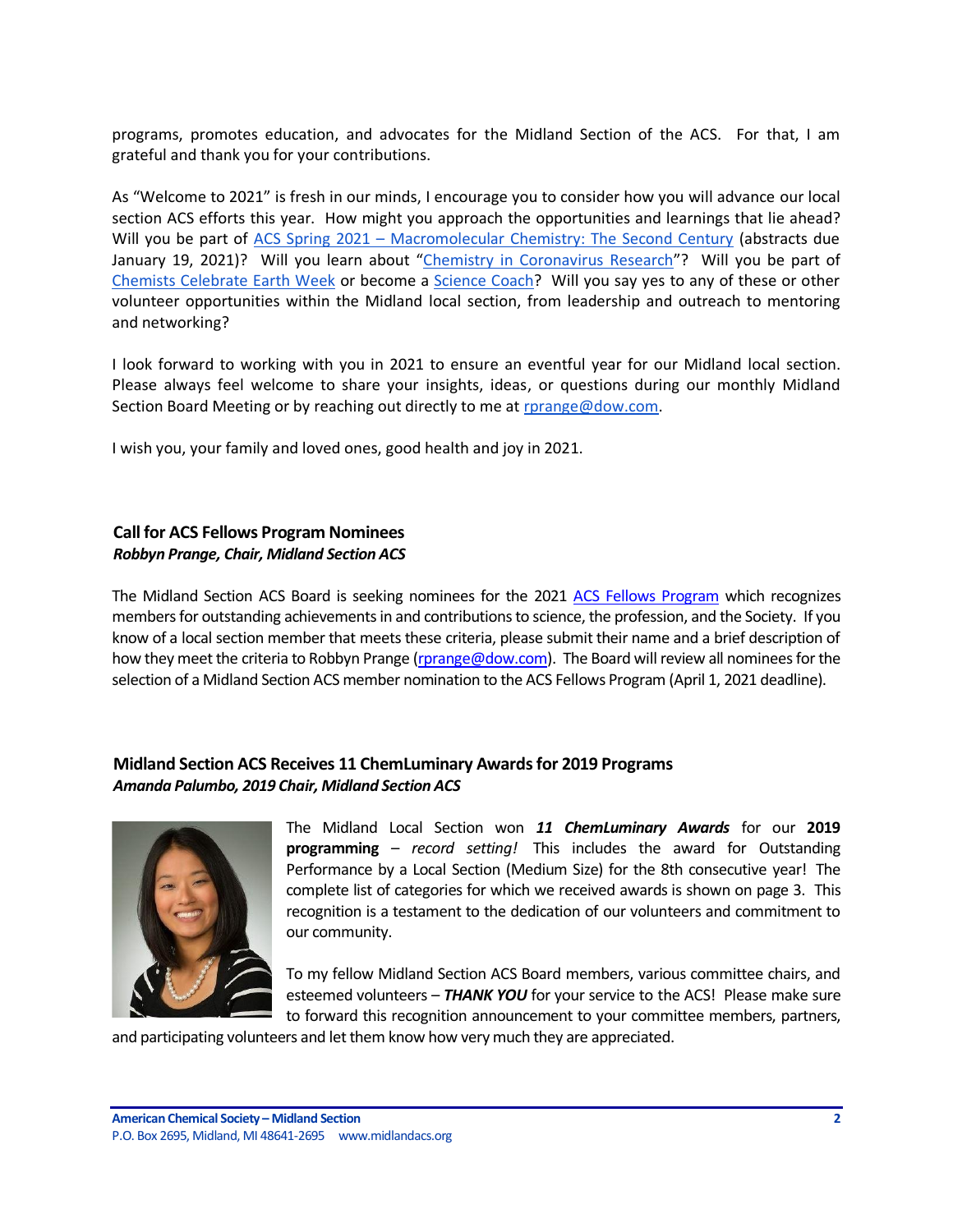programs, promotes education, and advocates for the Midland Section of the ACS. For that, I am grateful and thank you for your contributions.

As "Welcome to 2021" is fresh in our minds, I encourage you to consider how you will advance our local section ACS efforts this year. How might you approach the opportunities and learnings that lie ahead? Will you be part of ACS Spring 2021 – Macromolecular Chemistry: The Second Century (abstracts due January 19, 2021)? Will you learn about "Chemistry in Coronavirus Research"? Will you be part of Chemists Celebrate Earth Week or become a Science Coach? Will you say yes to any of these or other volunteer opportunities within the Midland local section, from leadership and outreach to mentoring and networking?

I look forward to working with you in 2021 to ensure an eventful year for our Midland local section. Please always feel welcome to share your insights, ideas, or questions during our monthly Midland Section Board Meeting or by reaching out directly to me at rprange@dow.com.

I wish you, your family and loved ones, good health and joy in 2021.

## Call for ACS Fellows Program Nominees

***Robbyn Prange, Chair, Midland Section ACS***

The Midland Section ACS Board is seeking nominees for the 2021 ACS Fellows Program which recognizes members for outstanding achievements in and contributions to science, the profession, and the Society. If you know of a local section member that meets these criteria, please submit their name and a brief description of how they meet the criteria to Robbyn Prange (rprange@dow.com). The Board will review all nominees for the selection of a Midland Section ACS member nomination to the ACS Fellows Program (April 1, 2021 deadline).

## Midland Section ACS Receives 11 ChemLuminary Awards for 2019 Programs

***Amanda Palumbo, 2019 Chair, Midland Section ACS***

The Midland Local Section won ***11 ChemLuminary Awards*** for our **2019 programming** – *record setting!* This includes the award for Outstanding Performance by a Local Section (Medium Size) for the 8th consecutive year! The complete list of categories for which we received awards is shown on page 3. This recognition is a testament to the dedication of our volunteers and commitment to our community.

To my fellow Midland Section ACS Board members, various committee chairs, and esteemed volunteers – ***THANK YOU*** for your service to the ACS! Please make sure to forward this recognition announcement to your committee members, partners, and participating volunteers and let them know how very much they are appreciated.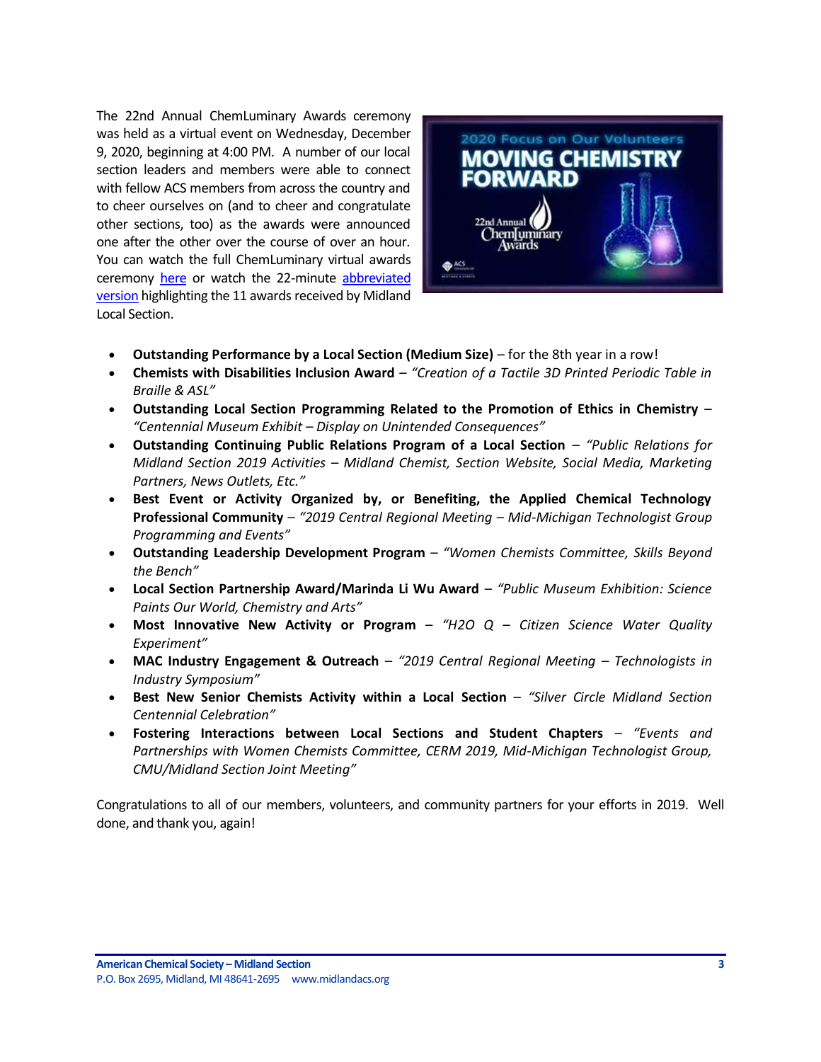The 22nd Annual ChemLuminary Awards ceremony was held as a virtual event on Wednesday, December 9, 2020, beginning at 4:00 PM. A number of our local section leaders and members were able to connect with fellow ACS members from across the country and to cheer ourselves on (and to cheer and congratulate other sections, too) as the awards were announced one after the other over the course of over an hour. You can watch the full ChemLuminary virtual awards ceremony here or watch the 22-minute abbreviated version highlighting the 11 awards received by Midland Local Section.

- **Outstanding Performance by a Local Section (Medium Size)** – for the 8th year in a row!
- **Chemists with Disabilities Inclusion Award** – *"Creation of a Tactile 3D Printed Periodic Table in Braille & ASL"*
- **Outstanding Local Section Programming Related to the Promotion of Ethics in Chemistry** – *"Centennial Museum Exhibit – Display on Unintended Consequences"*
- **Outstanding Continuing Public Relations Program of a Local Section** – *"Public Relations for Midland Section 2019 Activities – Midland Chemist, Section Website, Social Media, Marketing Partners, News Outlets, Etc."*
- **Best Event or Activity Organized by, or Benefiting, the Applied Chemical Technology Professional Community** – *"2019 Central Regional Meeting – Mid-Michigan Technologist Group Programming and Events"*
- **Outstanding Leadership Development Program** – *"Women Chemists Committee, Skills Beyond the Bench"*
- **Local Section Partnership Award/Marinda Li Wu Award** – *"Public Museum Exhibition: Science Paints Our World, Chemistry and Arts"*
- **Most Innovative New Activity or Program** – *"H2O Q – Citizen Science Water Quality Experiment"*
- **MAC Industry Engagement & Outreach** – *"2019 Central Regional Meeting – Technologists in Industry Symposium"*
- **Best New Senior Chemists Activity within a Local Section** – *"Silver Circle Midland Section Centennial Celebration"*
- **Fostering Interactions between Local Sections and Student Chapters** – *"Events and Partnerships with Women Chemists Committee, CERM 2019, Mid-Michigan Technologist Group, CMU/Midland Section Joint Meeting"*

Congratulations to all of our members, volunteers, and community partners for your efforts in 2019. Well done, and thank you, again!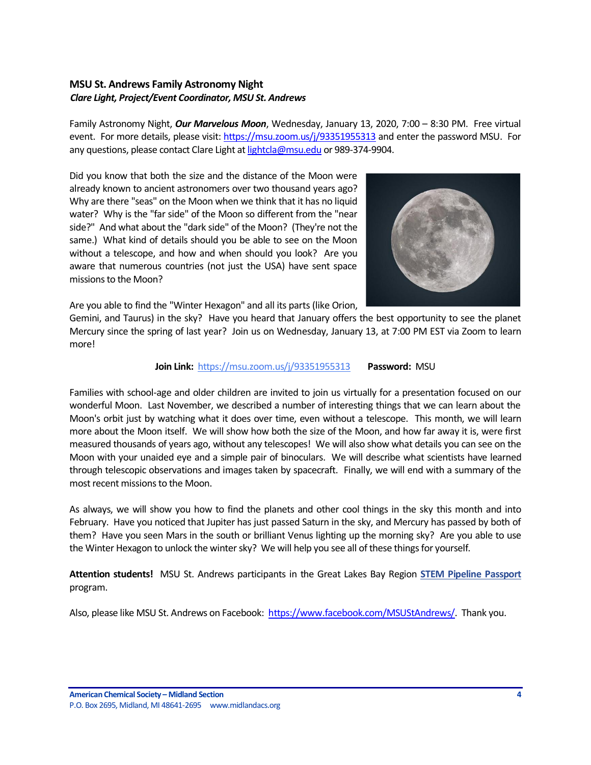## MSU St. Andrews Family Astronomy Night

***Clare Light, Project/Event Coordinator, MSU St. Andrews***

Family Astronomy Night, ***Our Marvelous Moon***, Wednesday, January 13, 2020, 7:00 – 8:30 PM. Free virtual event. For more details, please visit: https://msu.zoom.us/j/93351955313 and enter the password MSU. For any questions, please contact Clare Light at lightcla@msu.edu or 989-374-9904.

Did you know that both the size and the distance of the Moon were already known to ancient astronomers over two thousand years ago? Why are there "seas" on the Moon when we think that it has no liquid water? Why is the "far side" of the Moon so different from the "near side?" And what about the "dark side" of the Moon? (They're not the same.) What kind of details should you be able to see on the Moon without a telescope, and how and when should you look? Are you aware that numerous countries (not just the USA) have sent space missions to the Moon?

Are you able to find the "Winter Hexagon" and all its parts (like Orion, Gemini, and Taurus) in the sky? Have you heard that January offers the best opportunity to see the planet Mercury since the spring of last year? Join us on Wednesday, January 13, at 7:00 PM EST via Zoom to learn more!

**Join Link:** https://msu.zoom.us/j/93351955313 **Password:** MSU

Families with school-age and older children are invited to join us virtually for a presentation focused on our wonderful Moon. Last November, we described a number of interesting things that we can learn about the Moon's orbit just by watching what it does over time, even without a telescope. This month, we will learn more about the Moon itself. We will show how both the size of the Moon, and how far away it is, were first measured thousands of years ago, without any telescopes! We will also show what details you can see on the Moon with your unaided eye and a simple pair of binoculars. We will describe what scientists have learned through telescopic observations and images taken by spacecraft. Finally, we will end with a summary of the most recent missions to the Moon.

As always, we will show you how to find the planets and other cool things in the sky this month and into February. Have you noticed that Jupiter has just passed Saturn in the sky, and Mercury has passed by both of them? Have you seen Mars in the south or brilliant Venus lighting up the morning sky? Are you able to use the Winter Hexagon to unlock the winter sky? We will help you see all of these things for yourself.

**Attention students!** MSU St. Andrews participants in the Great Lakes Bay Region **STEM Pipeline Passport** program.

Also, please like MSU St. Andrews on Facebook: https://www.facebook.com/MSUStAndrews/. Thank you.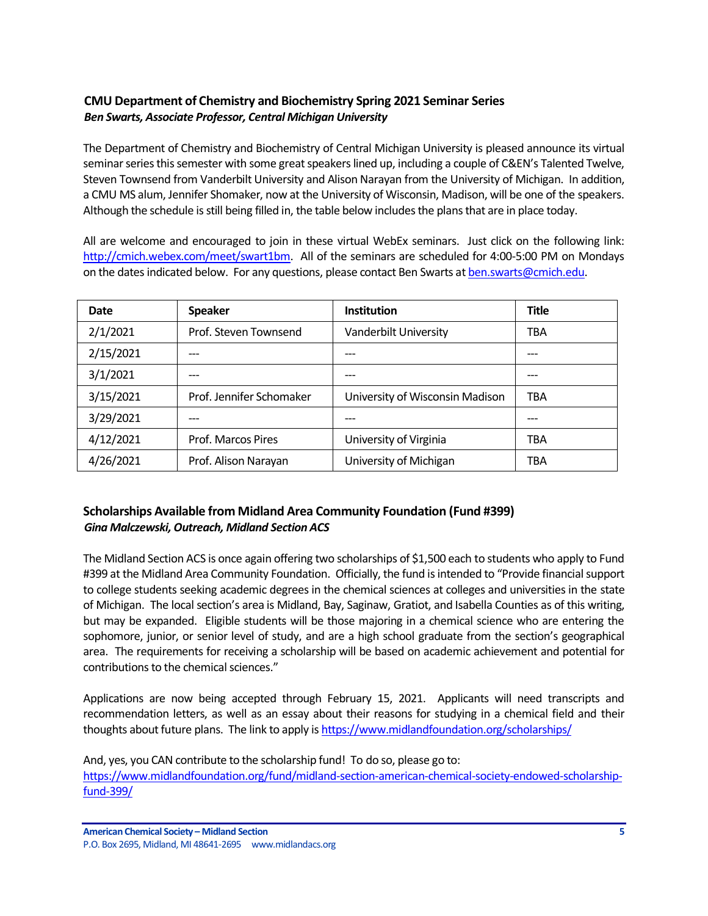### CMU Department of Chemistry and Biochemistry Spring 2021 Seminar Series

***Ben Swarts, Associate Professor, Central Michigan University***

The Department of Chemistry and Biochemistry of Central Michigan University is pleased announce its virtual seminar series this semester with some great speakers lined up, including a couple of C&EN's Talented Twelve, Steven Townsend from Vanderbilt University and Alison Narayan from the University of Michigan. In addition, a CMU MS alum, Jennifer Shomaker, now at the University of Wisconsin, Madison, will be one of the speakers. Although the schedule is still being filled in, the table below includes the plans that are in place today.

All are welcome and encouraged to join in these virtual WebEx seminars. Just click on the following link: [http://cmich.webex.com/meet/swart1bm](http://cmich.webex.com/meet/swart1bm). All of the seminars are scheduled for 4:00-5:00 PM on Mondays on the dates indicated below. For any questions, please contact Ben Swarts at [ben.swarts@cmich.edu](mailto:ben.swarts@cmich.edu).

| Date | Speaker | Institution | Title |
|---|---|---|---|
| 2/1/2021 | Prof. Steven Townsend | Vanderbilt University | TBA |
| 2/15/2021 | --- | --- | --- |
| 3/1/2021 | --- | --- | --- |
| 3/15/2021 | Prof. Jennifer Schomaker | University of Wisconsin Madison | TBA |
| 3/29/2021 | --- | --- | --- |
| 4/12/2021 | Prof. Marcos Pires | University of Virginia | TBA |
| 4/26/2021 | Prof. Alison Narayan | University of Michigan | TBA |

### Scholarships Available from Midland Area Community Foundation (Fund #399)

***Gina Malczewski, Outreach, Midland Section ACS***

The Midland Section ACS is once again offering two scholarships of $1,500 each to students who apply to Fund #399 at the Midland Area Community Foundation. Officially, the fund is intended to "Provide financial support to college students seeking academic degrees in the chemical sciences at colleges and universities in the state of Michigan. The local section's area is Midland, Bay, Saginaw, Gratiot, and Isabella Counties as of this writing, but may be expanded. Eligible students will be those majoring in a chemical science who are entering the sophomore, junior, or senior level of study, and are a high school graduate from the section's geographical area. The requirements for receiving a scholarship will be based on academic achievement and potential for contributions to the chemical sciences."

Applications are now being accepted through February 15, 2021. Applicants will need transcripts and recommendation letters, as well as an essay about their reasons for studying in a chemical field and their thoughts about future plans. The link to apply is [https://www.midlandfoundation.org/scholarships/](https://www.midlandfoundation.org/scholarships/)

And, yes, you CAN contribute to the scholarship fund! To do so, please go to:
[https://www.midlandfoundation.org/fund/midland-section-american-chemical-society-endowed-scholarship-fund-399/](https://www.midlandfoundation.org/fund/midland-section-american-chemical-society-endowed-scholarship-fund-399/)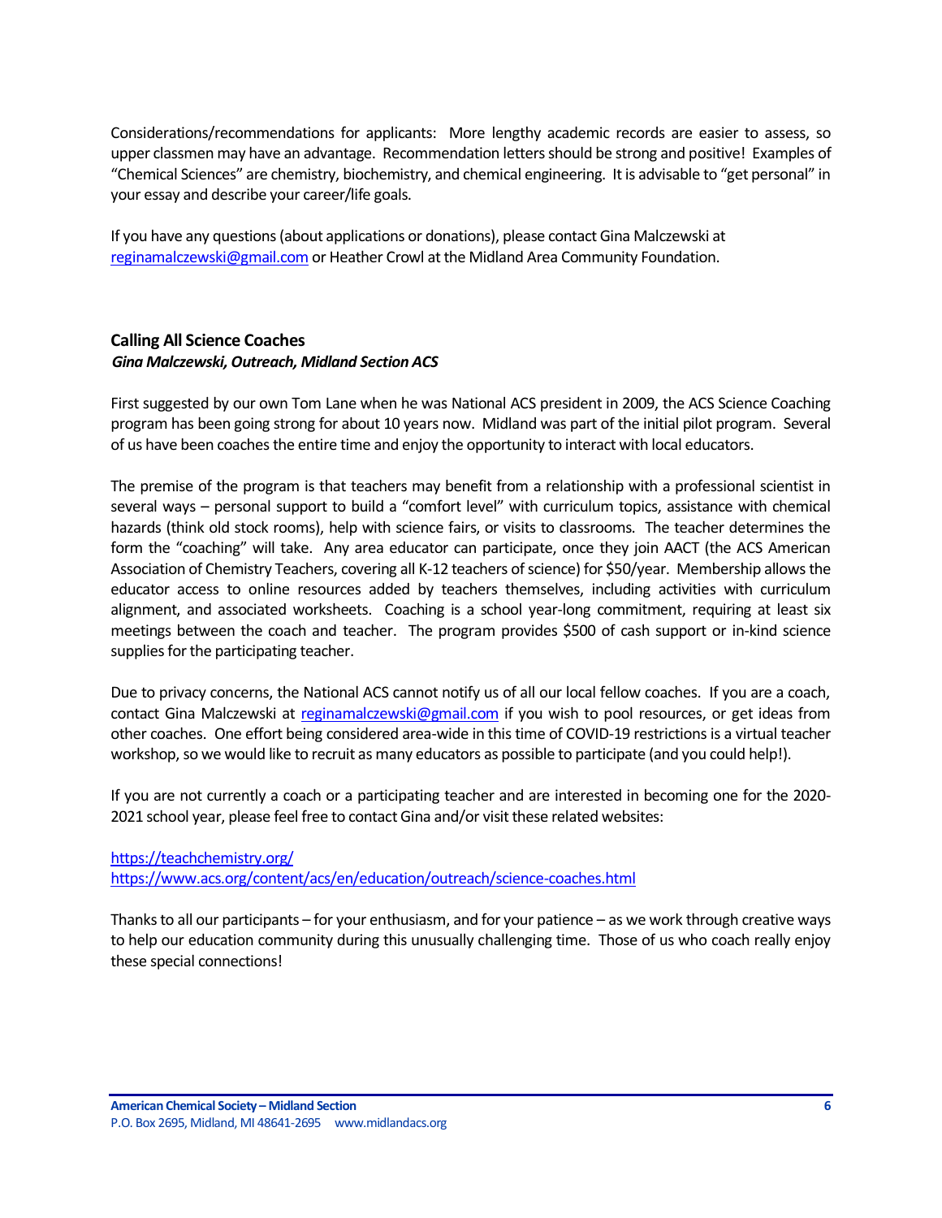Considerations/recommendations for applicants: More lengthy academic records are easier to assess, so upper classmen may have an advantage. Recommendation letters should be strong and positive! Examples of "Chemical Sciences" are chemistry, biochemistry, and chemical engineering. It is advisable to "get personal" in your essay and describe your career/life goals.

If you have any questions (about applications or donations), please contact Gina Malczewski at reginamalczewski@gmail.com or Heather Crowl at the Midland Area Community Foundation.

### Calling All Science Coaches

***Gina Malczewski, Outreach, Midland Section ACS***

First suggested by our own Tom Lane when he was National ACS president in 2009, the ACS Science Coaching program has been going strong for about 10 years now. Midland was part of the initial pilot program. Several of us have been coaches the entire time and enjoy the opportunity to interact with local educators.

The premise of the program is that teachers may benefit from a relationship with a professional scientist in several ways – personal support to build a "comfort level" with curriculum topics, assistance with chemical hazards (think old stock rooms), help with science fairs, or visits to classrooms. The teacher determines the form the "coaching" will take. Any area educator can participate, once they join AACT (the ACS American Association of Chemistry Teachers, covering all K-12 teachers of science) for $50/year. Membership allows the educator access to online resources added by teachers themselves, including activities with curriculum alignment, and associated worksheets. Coaching is a school year-long commitment, requiring at least six meetings between the coach and teacher. The program provides $500 of cash support or in-kind science supplies for the participating teacher.

Due to privacy concerns, the National ACS cannot notify us of all our local fellow coaches. If you are a coach, contact Gina Malczewski at reginamalczewski@gmail.com if you wish to pool resources, or get ideas from other coaches. One effort being considered area-wide in this time of COVID-19 restrictions is a virtual teacher workshop, so we would like to recruit as many educators as possible to participate (and you could help!).

If you are not currently a coach or a participating teacher and are interested in becoming one for the 2020-2021 school year, please feel free to contact Gina and/or visit these related websites:

https://teachchemistry.org/
https://www.acs.org/content/acs/en/education/outreach/science-coaches.html

Thanks to all our participants – for your enthusiasm, and for your patience – as we work through creative ways to help our education community during this unusually challenging time. Those of us who coach really enjoy these special connections!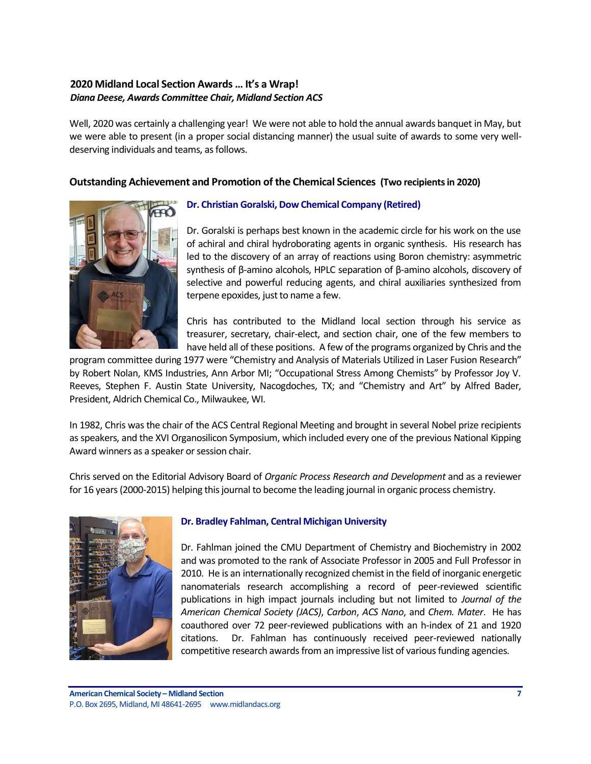## 2020 Midland Local Section Awards … It's a Wrap!

***Diana Deese, Awards Committee Chair, Midland Section ACS***

Well, 2020 was certainly a challenging year! We were not able to hold the annual awards banquet in May, but we were able to present (in a proper social distancing manner) the usual suite of awards to some very well-deserving individuals and teams, as follows.

### Outstanding Achievement and Promotion of the Chemical Sciences (Two recipients in 2020)

**Dr. Christian Goralski, Dow Chemical Company (Retired)**

Dr. Goralski is perhaps best known in the academic circle for his work on the use of achiral and chiral hydroborating agents in organic synthesis. His research has led to the discovery of an array of reactions using Boron chemistry: asymmetric synthesis of β-amino alcohols, HPLC separation of β-amino alcohols, discovery of selective and powerful reducing agents, and chiral auxiliaries synthesized from terpene epoxides, just to name a few.

Chris has contributed to the Midland local section through his service as treasurer, secretary, chair-elect, and section chair, one of the few members to have held all of these positions. A few of the programs organized by Chris and the program committee during 1977 were "Chemistry and Analysis of Materials Utilized in Laser Fusion Research" by Robert Nolan, KMS Industries, Ann Arbor MI; "Occupational Stress Among Chemists" by Professor Joy V. Reeves, Stephen F. Austin State University, Nacogdoches, TX; and "Chemistry and Art" by Alfred Bader, President, Aldrich Chemical Co., Milwaukee, WI.

In 1982, Chris was the chair of the ACS Central Regional Meeting and brought in several Nobel prize recipients as speakers, and the XVI Organosilicon Symposium, which included every one of the previous National Kipping Award winners as a speaker or session chair.

Chris served on the Editorial Advisory Board of *Organic Process Research and Development* and as a reviewer for 16 years (2000-2015) helping this journal to become the leading journal in organic process chemistry.

**Dr. Bradley Fahlman, Central Michigan University**

Dr. Fahlman joined the CMU Department of Chemistry and Biochemistry in 2002 and was promoted to the rank of Associate Professor in 2005 and Full Professor in 2010. He is an internationally recognized chemist in the field of inorganic energetic nanomaterials research accomplishing a record of peer-reviewed scientific publications in high impact journals including but not limited to *Journal of the American Chemical Society (JACS)*, *Carbon*, *ACS Nano*, and *Chem. Mater*. He has coauthored over 72 peer-reviewed publications with an h-index of 21 and 1920 citations. Dr. Fahlman has continuously received peer-reviewed nationally competitive research awards from an impressive list of various funding agencies.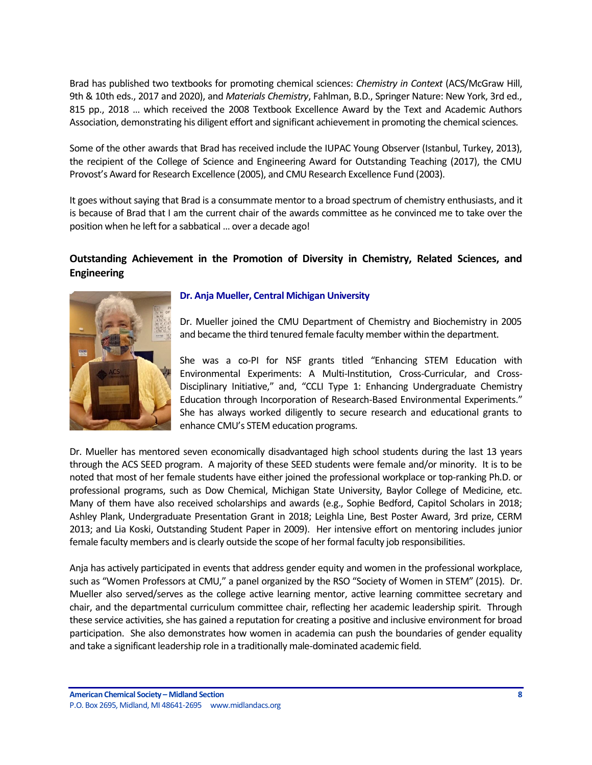Brad has published two textbooks for promoting chemical sciences: *Chemistry in Context* (ACS/McGraw Hill, 9th & 10th eds., 2017 and 2020), and *Materials Chemistry*, Fahlman, B.D., Springer Nature: New York, 3rd ed., 815 pp., 2018 … which received the 2008 Textbook Excellence Award by the Text and Academic Authors Association, demonstrating his diligent effort and significant achievement in promoting the chemical sciences.

Some of the other awards that Brad has received include the IUPAC Young Observer (Istanbul, Turkey, 2013), the recipient of the College of Science and Engineering Award for Outstanding Teaching (2017), the CMU Provost's Award for Research Excellence (2005), and CMU Research Excellence Fund (2003).

It goes without saying that Brad is a consummate mentor to a broad spectrum of chemistry enthusiasts, and it is because of Brad that I am the current chair of the awards committee as he convinced me to take over the position when he left for a sabbatical … over a decade ago!

## Outstanding Achievement in the Promotion of Diversity in Chemistry, Related Sciences, and Engineering

**Dr. Anja Mueller, Central Michigan University**

Dr. Mueller joined the CMU Department of Chemistry and Biochemistry in 2005 and became the third tenured female faculty member within the department.

She was a co-PI for NSF grants titled "Enhancing STEM Education with Environmental Experiments: A Multi-Institution, Cross-Curricular, and Cross-Disciplinary Initiative," and, "CCLI Type 1: Enhancing Undergraduate Chemistry Education through Incorporation of Research-Based Environmental Experiments." She has always worked diligently to secure research and educational grants to enhance CMU's STEM education programs.

Dr. Mueller has mentored seven economically disadvantaged high school students during the last 13 years through the ACS SEED program. A majority of these SEED students were female and/or minority. It is to be noted that most of her female students have either joined the professional workplace or top-ranking Ph.D. or professional programs, such as Dow Chemical, Michigan State University, Baylor College of Medicine, etc. Many of them have also received scholarships and awards (e.g., Sophie Bedford, Capitol Scholars in 2018; Ashley Plank, Undergraduate Presentation Grant in 2018; Leighla Line, Best Poster Award, 3rd prize, CERM 2013; and Lia Koski, Outstanding Student Paper in 2009). Her intensive effort on mentoring includes junior female faculty members and is clearly outside the scope of her formal faculty job responsibilities.

Anja has actively participated in events that address gender equity and women in the professional workplace, such as "Women Professors at CMU," a panel organized by the RSO "Society of Women in STEM" (2015). Dr. Mueller also served/serves as the college active learning mentor, active learning committee secretary and chair, and the departmental curriculum committee chair, reflecting her academic leadership spirit. Through these service activities, she has gained a reputation for creating a positive and inclusive environment for broad participation. She also demonstrates how women in academia can push the boundaries of gender equality and take a significant leadership role in a traditionally male-dominated academic field.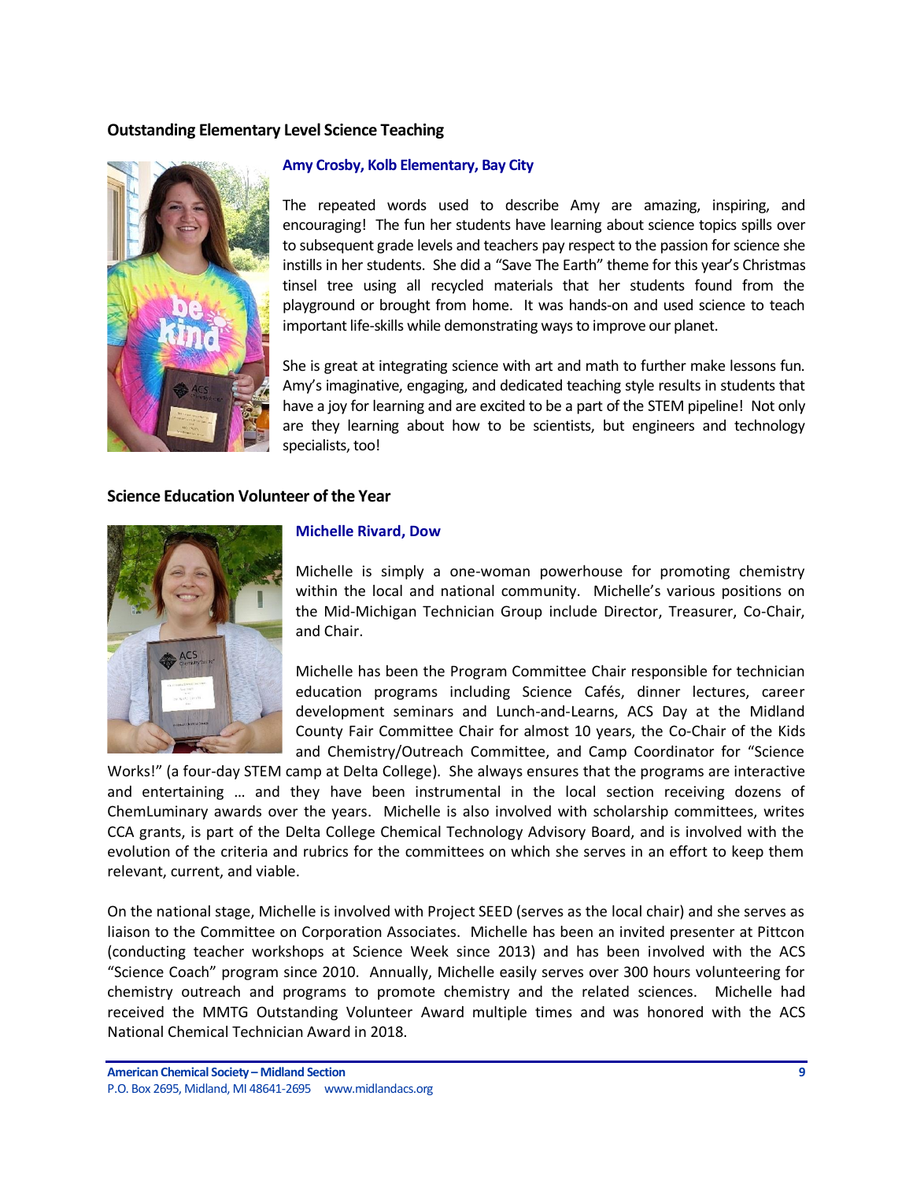### Outstanding Elementary Level Science Teaching

**Amy Crosby, Kolb Elementary, Bay City**

The repeated words used to describe Amy are amazing, inspiring, and encouraging! The fun her students have learning about science topics spills over to subsequent grade levels and teachers pay respect to the passion for science she instills in her students. She did a "Save The Earth" theme for this year's Christmas tinsel tree using all recycled materials that her students found from the playground or brought from home. It was hands-on and used science to teach important life-skills while demonstrating ways to improve our planet.

She is great at integrating science with art and math to further make lessons fun. Amy's imaginative, engaging, and dedicated teaching style results in students that have a joy for learning and are excited to be a part of the STEM pipeline! Not only are they learning about how to be scientists, but engineers and technology specialists, too!

### Science Education Volunteer of the Year

**Michelle Rivard, Dow**

Michelle is simply a one-woman powerhouse for promoting chemistry within the local and national community. Michelle's various positions on the Mid-Michigan Technician Group include Director, Treasurer, Co-Chair, and Chair.

Michelle has been the Program Committee Chair responsible for technician education programs including Science Cafés, dinner lectures, career development seminars and Lunch-and-Learns, ACS Day at the Midland County Fair Committee Chair for almost 10 years, the Co-Chair of the Kids and Chemistry/Outreach Committee, and Camp Coordinator for "Science Works!" (a four-day STEM camp at Delta College). She always ensures that the programs are interactive and entertaining … and they have been instrumental in the local section receiving dozens of ChemLuminary awards over the years. Michelle is also involved with scholarship committees, writes CCA grants, is part of the Delta College Chemical Technology Advisory Board, and is involved with the evolution of the criteria and rubrics for the committees on which she serves in an effort to keep them relevant, current, and viable.

On the national stage, Michelle is involved with Project SEED (serves as the local chair) and she serves as liaison to the Committee on Corporation Associates. Michelle has been an invited presenter at Pittcon (conducting teacher workshops at Science Week since 2013) and has been involved with the ACS "Science Coach" program since 2010. Annually, Michelle easily serves over 300 hours volunteering for chemistry outreach and programs to promote chemistry and the related sciences. Michelle had received the MMTG Outstanding Volunteer Award multiple times and was honored with the ACS National Chemical Technician Award in 2018.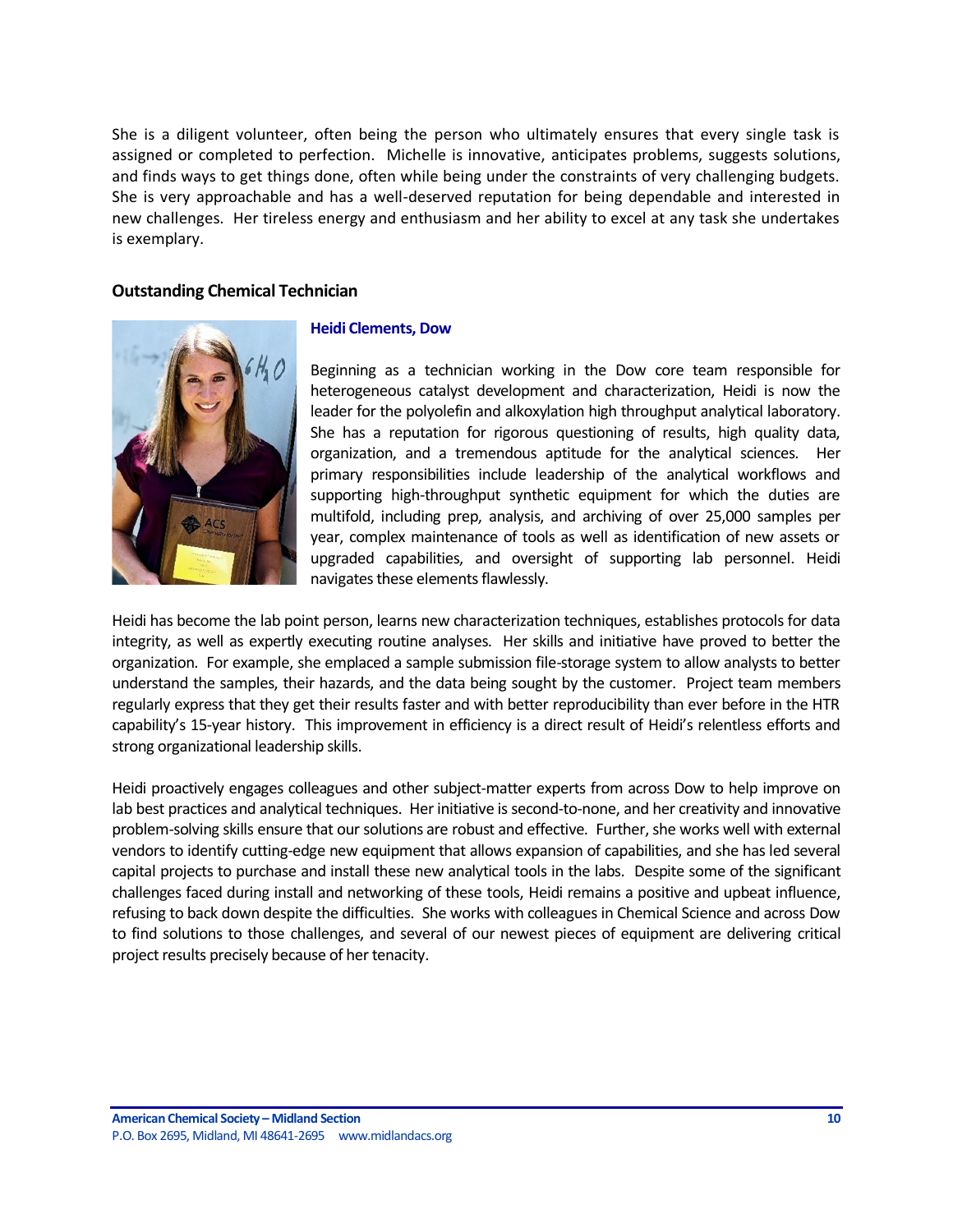She is a diligent volunteer, often being the person who ultimately ensures that every single task is assigned or completed to perfection. Michelle is innovative, anticipates problems, suggests solutions, and finds ways to get things done, often while being under the constraints of very challenging budgets. She is very approachable and has a well-deserved reputation for being dependable and interested in new challenges. Her tireless energy and enthusiasm and her ability to excel at any task she undertakes is exemplary.

### Outstanding Chemical Technician

**Heidi Clements, Dow**

Beginning as a technician working in the Dow core team responsible for heterogeneous catalyst development and characterization, Heidi is now the leader for the polyolefin and alkoxylation high throughput analytical laboratory. She has a reputation for rigorous questioning of results, high quality data, organization, and a tremendous aptitude for the analytical sciences. Her primary responsibilities include leadership of the analytical workflows and supporting high-throughput synthetic equipment for which the duties are multifold, including prep, analysis, and archiving of over 25,000 samples per year, complex maintenance of tools as well as identification of new assets or upgraded capabilities, and oversight of supporting lab personnel. Heidi navigates these elements flawlessly.

Heidi has become the lab point person, learns new characterization techniques, establishes protocols for data integrity, as well as expertly executing routine analyses. Her skills and initiative have proved to better the organization. For example, she emplaced a sample submission file-storage system to allow analysts to better understand the samples, their hazards, and the data being sought by the customer. Project team members regularly express that they get their results faster and with better reproducibility than ever before in the HTR capability's 15-year history. This improvement in efficiency is a direct result of Heidi's relentless efforts and strong organizational leadership skills.

Heidi proactively engages colleagues and other subject-matter experts from across Dow to help improve on lab best practices and analytical techniques. Her initiative is second-to-none, and her creativity and innovative problem-solving skills ensure that our solutions are robust and effective. Further, she works well with external vendors to identify cutting-edge new equipment that allows expansion of capabilities, and she has led several capital projects to purchase and install these new analytical tools in the labs. Despite some of the significant challenges faced during install and networking of these tools, Heidi remains a positive and upbeat influence, refusing to back down despite the difficulties. She works with colleagues in Chemical Science and across Dow to find solutions to those challenges, and several of our newest pieces of equipment are delivering critical project results precisely because of her tenacity.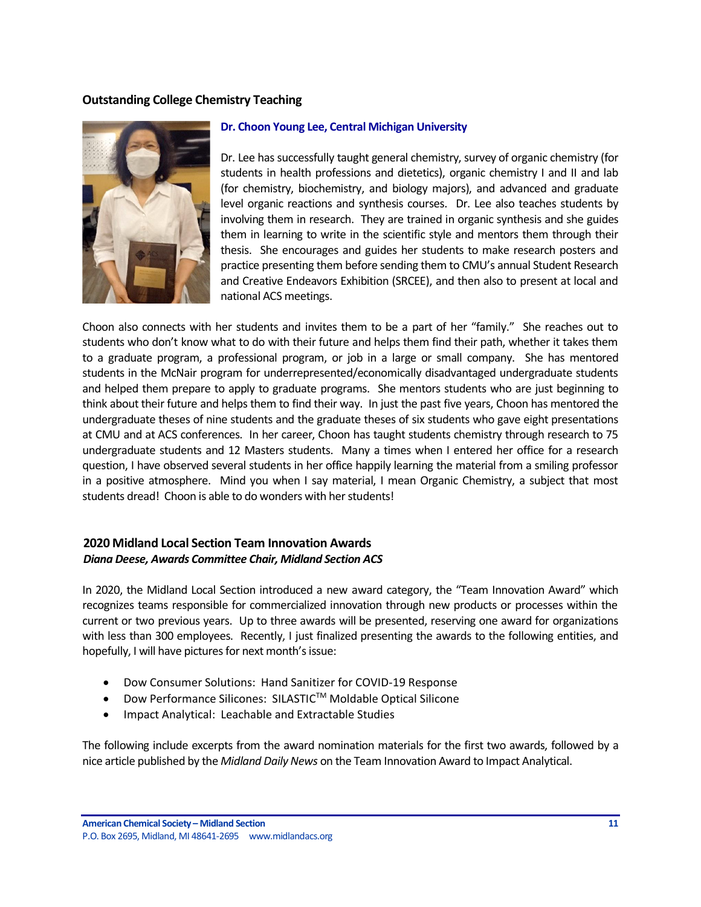## Outstanding College Chemistry Teaching

### Dr. Choon Young Lee, Central Michigan University

Dr. Lee has successfully taught general chemistry, survey of organic chemistry (for students in health professions and dietetics), organic chemistry I and II and lab (for chemistry, biochemistry, and biology majors), and advanced and graduate level organic reactions and synthesis courses. Dr. Lee also teaches students by involving them in research. They are trained in organic synthesis and she guides them in learning to write in the scientific style and mentors them through their thesis. She encourages and guides her students to make research posters and practice presenting them before sending them to CMU's annual Student Research and Creative Endeavors Exhibition (SRCEE), and then also to present at local and national ACS meetings.

Choon also connects with her students and invites them to be a part of her "family." She reaches out to students who don't know what to do with their future and helps them find their path, whether it takes them to a graduate program, a professional program, or job in a large or small company. She has mentored students in the McNair program for underrepresented/economically disadvantaged undergraduate students and helped them prepare to apply to graduate programs. She mentors students who are just beginning to think about their future and helps them to find their way. In just the past five years, Choon has mentored the undergraduate theses of nine students and the graduate theses of six students who gave eight presentations at CMU and at ACS conferences. In her career, Choon has taught students chemistry through research to 75 undergraduate students and 12 Masters students. Many a times when I entered her office for a research question, I have observed several students in her office happily learning the material from a smiling professor in a positive atmosphere. Mind you when I say material, I mean Organic Chemistry, a subject that most students dread! Choon is able to do wonders with her students!

## 2020 Midland Local Section Team Innovation Awards

***Diana Deese, Awards Committee Chair, Midland Section ACS***

In 2020, the Midland Local Section introduced a new award category, the "Team Innovation Award" which recognizes teams responsible for commercialized innovation through new products or processes within the current or two previous years. Up to three awards will be presented, reserving one award for organizations with less than 300 employees. Recently, I just finalized presenting the awards to the following entities, and hopefully, I will have pictures for next month's issue:

- Dow Consumer Solutions: Hand Sanitizer for COVID-19 Response
- Dow Performance Silicones: SILASTIC™ Moldable Optical Silicone
- Impact Analytical: Leachable and Extractable Studies

The following include excerpts from the award nomination materials for the first two awards, followed by a nice article published by the *Midland Daily News* on the Team Innovation Award to Impact Analytical.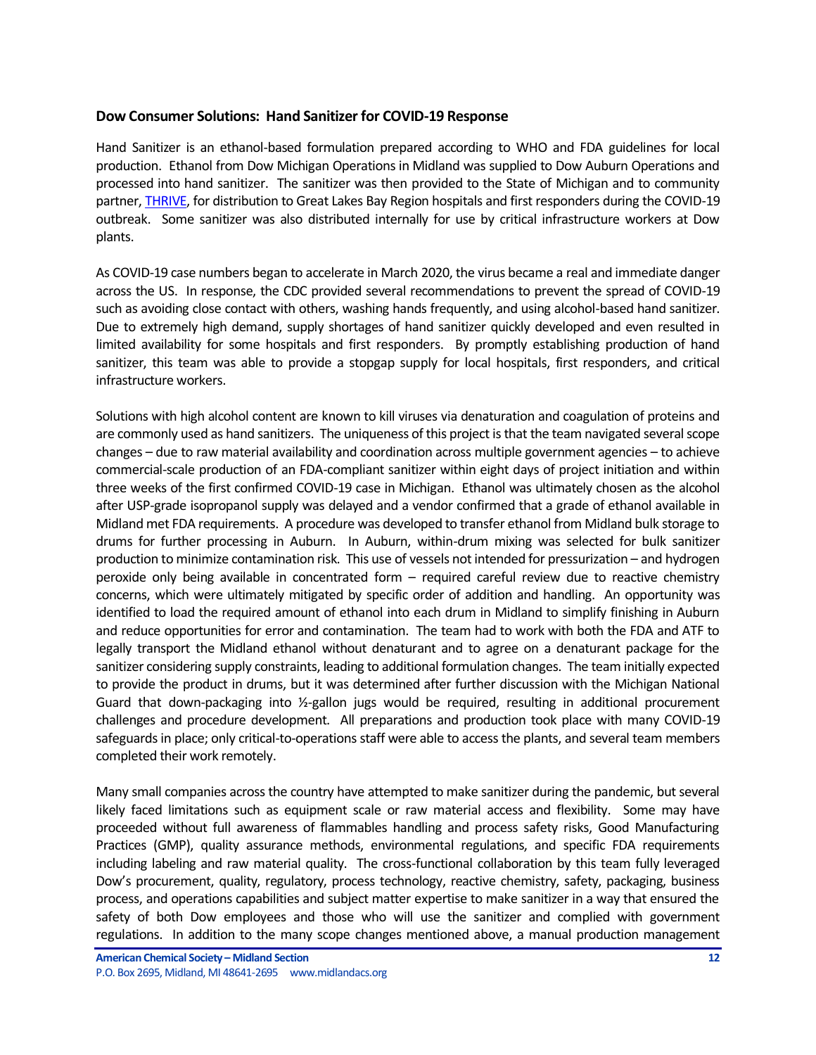### Dow Consumer Solutions: Hand Sanitizer for COVID-19 Response

Hand Sanitizer is an ethanol-based formulation prepared according to WHO and FDA guidelines for local production. Ethanol from Dow Michigan Operations in Midland was supplied to Dow Auburn Operations and processed into hand sanitizer. The sanitizer was then provided to the State of Michigan and to community partner, THRIVE, for distribution to Great Lakes Bay Region hospitals and first responders during the COVID-19 outbreak. Some sanitizer was also distributed internally for use by critical infrastructure workers at Dow plants.

As COVID-19 case numbers began to accelerate in March 2020, the virus became a real and immediate danger across the US. In response, the CDC provided several recommendations to prevent the spread of COVID-19 such as avoiding close contact with others, washing hands frequently, and using alcohol-based hand sanitizer. Due to extremely high demand, supply shortages of hand sanitizer quickly developed and even resulted in limited availability for some hospitals and first responders. By promptly establishing production of hand sanitizer, this team was able to provide a stopgap supply for local hospitals, first responders, and critical infrastructure workers.

Solutions with high alcohol content are known to kill viruses via denaturation and coagulation of proteins and are commonly used as hand sanitizers. The uniqueness of this project is that the team navigated several scope changes – due to raw material availability and coordination across multiple government agencies – to achieve commercial-scale production of an FDA-compliant sanitizer within eight days of project initiation and within three weeks of the first confirmed COVID-19 case in Michigan. Ethanol was ultimately chosen as the alcohol after USP-grade isopropanol supply was delayed and a vendor confirmed that a grade of ethanol available in Midland met FDA requirements. A procedure was developed to transfer ethanol from Midland bulk storage to drums for further processing in Auburn. In Auburn, within-drum mixing was selected for bulk sanitizer production to minimize contamination risk. This use of vessels not intended for pressurization – and hydrogen peroxide only being available in concentrated form – required careful review due to reactive chemistry concerns, which were ultimately mitigated by specific order of addition and handling. An opportunity was identified to load the required amount of ethanol into each drum in Midland to simplify finishing in Auburn and reduce opportunities for error and contamination. The team had to work with both the FDA and ATF to legally transport the Midland ethanol without denaturant and to agree on a denaturant package for the sanitizer considering supply constraints, leading to additional formulation changes. The team initially expected to provide the product in drums, but it was determined after further discussion with the Michigan National Guard that down-packaging into ½-gallon jugs would be required, resulting in additional procurement challenges and procedure development. All preparations and production took place with many COVID-19 safeguards in place; only critical-to-operations staff were able to access the plants, and several team members completed their work remotely.

Many small companies across the country have attempted to make sanitizer during the pandemic, but several likely faced limitations such as equipment scale or raw material access and flexibility. Some may have proceeded without full awareness of flammables handling and process safety risks, Good Manufacturing Practices (GMP), quality assurance methods, environmental regulations, and specific FDA requirements including labeling and raw material quality. The cross-functional collaboration by this team fully leveraged Dow's procurement, quality, regulatory, process technology, reactive chemistry, safety, packaging, business process, and operations capabilities and subject matter expertise to make sanitizer in a way that ensured the safety of both Dow employees and those who will use the sanitizer and complied with government regulations. In addition to the many scope changes mentioned above, a manual production management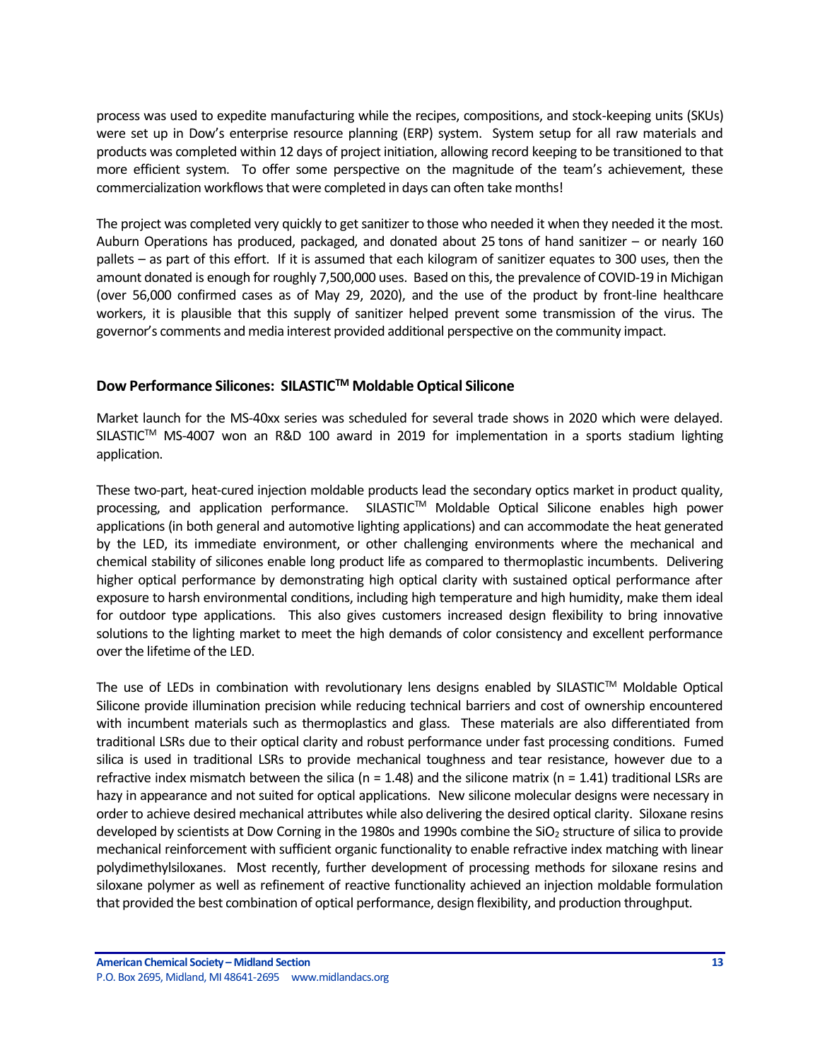process was used to expedite manufacturing while the recipes, compositions, and stock-keeping units (SKUs) were set up in Dow's enterprise resource planning (ERP) system. System setup for all raw materials and products was completed within 12 days of project initiation, allowing record keeping to be transitioned to that more efficient system. To offer some perspective on the magnitude of the team's achievement, these commercialization workflows that were completed in days can often take months!

The project was completed very quickly to get sanitizer to those who needed it when they needed it the most. Auburn Operations has produced, packaged, and donated about 25 tons of hand sanitizer – or nearly 160 pallets – as part of this effort. If it is assumed that each kilogram of sanitizer equates to 300 uses, then the amount donated is enough for roughly 7,500,000 uses. Based on this, the prevalence of COVID-19 in Michigan (over 56,000 confirmed cases as of May 29, 2020), and the use of the product by front-line healthcare workers, it is plausible that this supply of sanitizer helped prevent some transmission of the virus. The governor's comments and media interest provided additional perspective on the community impact.

### Dow Performance Silicones: SILASTIC™ Moldable Optical Silicone

Market launch for the MS-40xx series was scheduled for several trade shows in 2020 which were delayed. SILASTIC™ MS-4007 won an R&D 100 award in 2019 for implementation in a sports stadium lighting application.

These two-part, heat-cured injection moldable products lead the secondary optics market in product quality, processing, and application performance. SILASTIC™ Moldable Optical Silicone enables high power applications (in both general and automotive lighting applications) and can accommodate the heat generated by the LED, its immediate environment, or other challenging environments where the mechanical and chemical stability of silicones enable long product life as compared to thermoplastic incumbents. Delivering higher optical performance by demonstrating high optical clarity with sustained optical performance after exposure to harsh environmental conditions, including high temperature and high humidity, make them ideal for outdoor type applications. This also gives customers increased design flexibility to bring innovative solutions to the lighting market to meet the high demands of color consistency and excellent performance over the lifetime of the LED.

The use of LEDs in combination with revolutionary lens designs enabled by SILASTIC™ Moldable Optical Silicone provide illumination precision while reducing technical barriers and cost of ownership encountered with incumbent materials such as thermoplastics and glass. These materials are also differentiated from traditional LSRs due to their optical clarity and robust performance under fast processing conditions. Fumed silica is used in traditional LSRs to provide mechanical toughness and tear resistance, however due to a refractive index mismatch between the silica ($n = 1.48$) and the silicone matrix ($n = 1.41$) traditional LSRs are hazy in appearance and not suited for optical applications. New silicone molecular designs were necessary in order to achieve desired mechanical attributes while also delivering the desired optical clarity. Siloxane resins developed by scientists at Dow Corning in the 1980s and 1990s combine the $SiO_2$ structure of silica to provide mechanical reinforcement with sufficient organic functionality to enable refractive index matching with linear polydimethylsiloxanes. Most recently, further development of processing methods for siloxane resins and siloxane polymer as well as refinement of reactive functionality achieved an injection moldable formulation that provided the best combination of optical performance, design flexibility, and production throughput.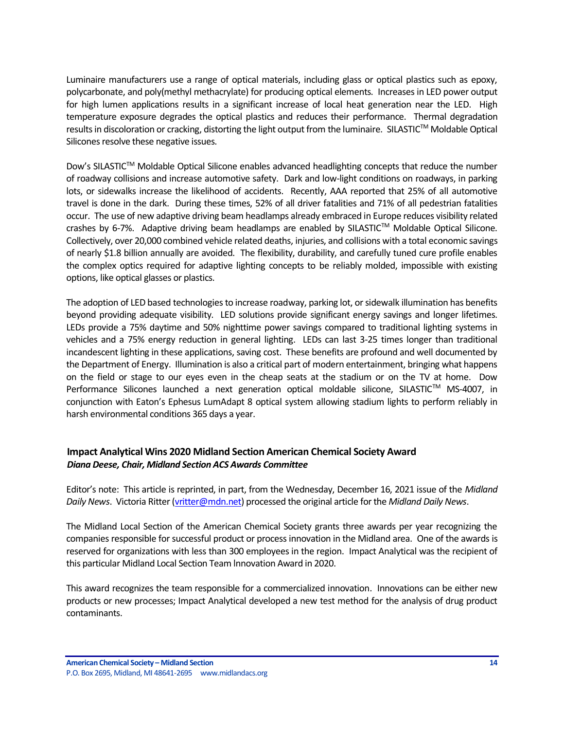Luminaire manufacturers use a range of optical materials, including glass or optical plastics such as epoxy, polycarbonate, and poly(methyl methacrylate) for producing optical elements. Increases in LED power output for high lumen applications results in a significant increase of local heat generation near the LED. High temperature exposure degrades the optical plastics and reduces their performance. Thermal degradation results in discoloration or cracking, distorting the light output from the luminaire. SILASTIC™ Moldable Optical Silicones resolve these negative issues.

Dow's SILASTIC™ Moldable Optical Silicone enables advanced headlighting concepts that reduce the number of roadway collisions and increase automotive safety. Dark and low-light conditions on roadways, in parking lots, or sidewalks increase the likelihood of accidents. Recently, AAA reported that 25% of all automotive travel is done in the dark. During these times, 52% of all driver fatalities and 71% of all pedestrian fatalities occur. The use of new adaptive driving beam headlamps already embraced in Europe reduces visibility related crashes by 6-7%. Adaptive driving beam headlamps are enabled by SILASTIC™ Moldable Optical Silicone. Collectively, over 20,000 combined vehicle related deaths, injuries, and collisions with a total economic savings of nearly $1.8 billion annually are avoided. The flexibility, durability, and carefully tuned cure profile enables the complex optics required for adaptive lighting concepts to be reliably molded, impossible with existing options, like optical glasses or plastics.

The adoption of LED based technologies to increase roadway, parking lot, or sidewalk illumination has benefits beyond providing adequate visibility. LED solutions provide significant energy savings and longer lifetimes. LEDs provide a 75% daytime and 50% nighttime power savings compared to traditional lighting systems in vehicles and a 75% energy reduction in general lighting. LEDs can last 3-25 times longer than traditional incandescent lighting in these applications, saving cost. These benefits are profound and well documented by the Department of Energy. Illumination is also a critical part of modern entertainment, bringing what happens on the field or stage to our eyes even in the cheap seats at the stadium or on the TV at home. Dow Performance Silicones launched a next generation optical moldable silicone, SILASTIC™ MS-4007, in conjunction with Eaton's Ephesus LumAdapt 8 optical system allowing stadium lights to perform reliably in harsh environmental conditions 365 days a year.

### Impact Analytical Wins 2020 Midland Section American Chemical Society Award

***Diana Deese, Chair, Midland Section ACS Awards Committee***

Editor's note: This article is reprinted, in part, from the Wednesday, December 16, 2021 issue of the *Midland Daily News*. Victoria Ritter (vritter@mdn.net) processed the original article for the *Midland Daily News*.

The Midland Local Section of the American Chemical Society grants three awards per year recognizing the companies responsible for successful product or process innovation in the Midland area. One of the awards is reserved for organizations with less than 300 employees in the region. Impact Analytical was the recipient of this particular Midland Local Section Team Innovation Award in 2020.

This award recognizes the team responsible for a commercialized innovation. Innovations can be either new products or new processes; Impact Analytical developed a new test method for the analysis of drug product contaminants.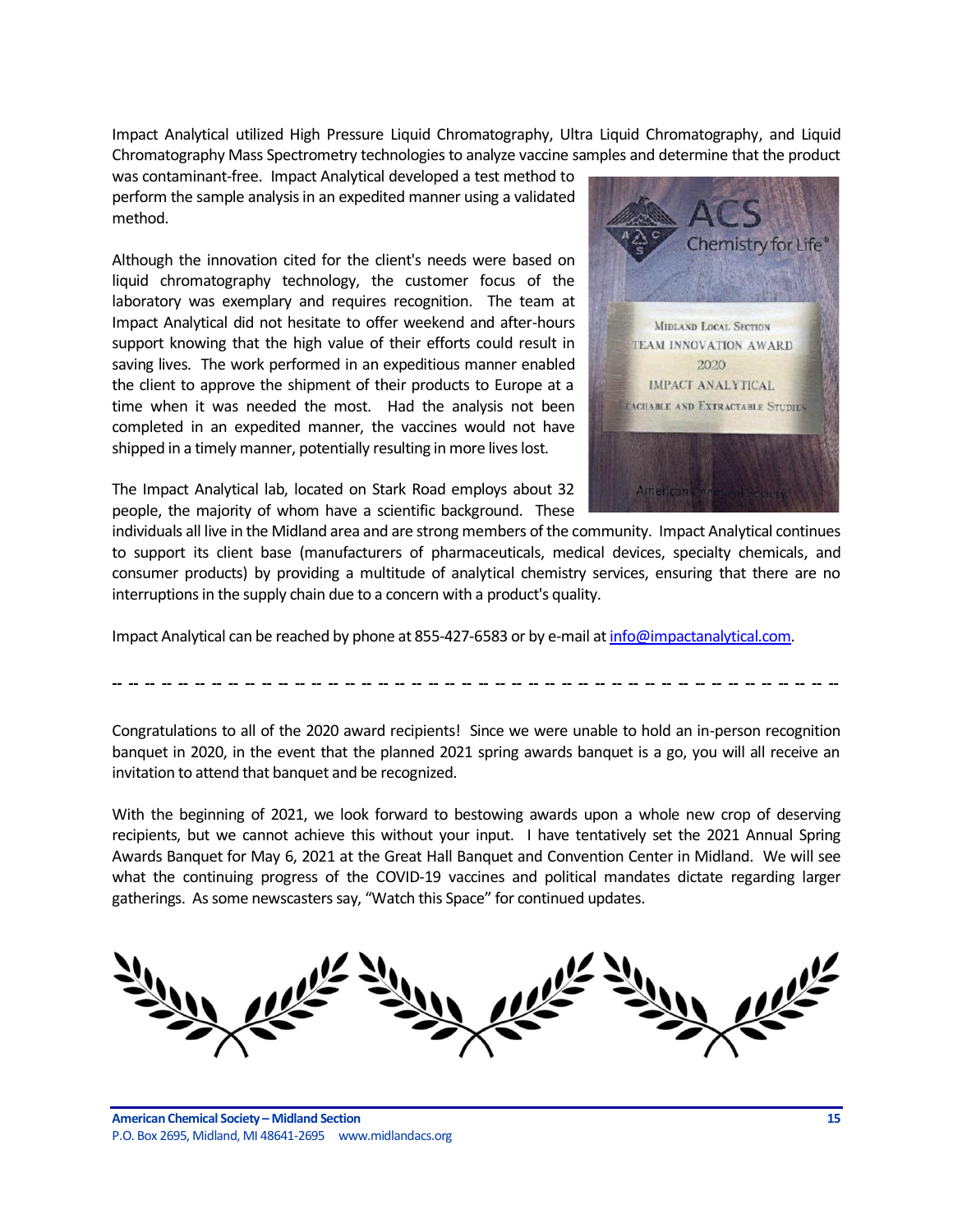Impact Analytical utilized High Pressure Liquid Chromatography, Ultra Liquid Chromatography, and Liquid Chromatography Mass Spectrometry technologies to analyze vaccine samples and determine that the product was contaminant-free. Impact Analytical developed a test method to perform the sample analysis in an expedited manner using a validated method.

Although the innovation cited for the client's needs were based on liquid chromatography technology, the customer focus of the laboratory was exemplary and requires recognition. The team at Impact Analytical did not hesitate to offer weekend and after-hours support knowing that the high value of their efforts could result in saving lives. The work performed in an expeditious manner enabled the client to approve the shipment of their products to Europe at a time when it was needed the most. Had the analysis not been completed in an expedited manner, the vaccines would not have shipped in a timely manner, potentially resulting in more lives lost.

The Impact Analytical lab, located on Stark Road employs about 32 people, the majority of whom have a scientific background. These individuals all live in the Midland area and are strong members of the community. Impact Analytical continues to support its client base (manufacturers of pharmaceuticals, medical devices, specialty chemicals, and consumer products) by providing a multitude of analytical chemistry services, ensuring that there are no interruptions in the supply chain due to a concern with a product's quality.

Impact Analytical can be reached by phone at 855-427-6583 or by e-mail at info@impactanalytical.com.

-- -- -- -- -- -- -- -- -- -- -- -- -- -- -- -- -- -- -- -- -- -- -- -- -- -- -- -- -- -- -- -- -- -- -- -- -- -- -- -- -- -- -- --

Congratulations to all of the 2020 award recipients! Since we were unable to hold an in-person recognition banquet in 2020, in the event that the planned 2021 spring awards banquet is a go, you will all receive an invitation to attend that banquet and be recognized.

With the beginning of 2021, we look forward to bestowing awards upon a whole new crop of deserving recipients, but we cannot achieve this without your input. I have tentatively set the 2021 Annual Spring Awards Banquet for May 6, 2021 at the Great Hall Banquet and Convention Center in Midland. We will see what the continuing progress of the COVID-19 vaccines and political mandates dictate regarding larger gatherings. As some newscasters say, "Watch this Space" for continued updates.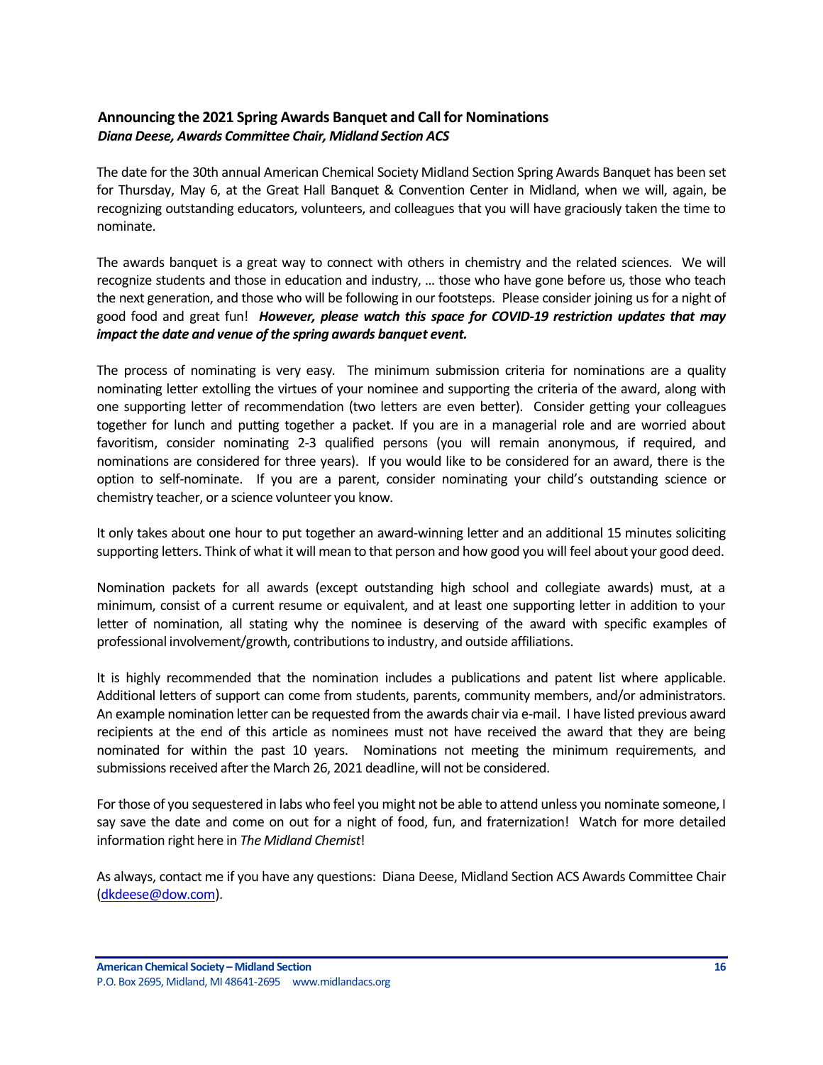## Announcing the 2021 Spring Awards Banquet and Call for Nominations

***Diana Deese, Awards Committee Chair, Midland Section ACS***

The date for the 30th annual American Chemical Society Midland Section Spring Awards Banquet has been set for Thursday, May 6, at the Great Hall Banquet & Convention Center in Midland, when we will, again, be recognizing outstanding educators, volunteers, and colleagues that you will have graciously taken the time to nominate.

The awards banquet is a great way to connect with others in chemistry and the related sciences. We will recognize students and those in education and industry, … those who have gone before us, those who teach the next generation, and those who will be following in our footsteps. Please consider joining us for a night of good food and great fun! ***However, please watch this space for COVID-19 restriction updates that may impact the date and venue of the spring awards banquet event.***

The process of nominating is very easy. The minimum submission criteria for nominations are a quality nominating letter extolling the virtues of your nominee and supporting the criteria of the award, along with one supporting letter of recommendation (two letters are even better). Consider getting your colleagues together for lunch and putting together a packet. If you are in a managerial role and are worried about favoritism, consider nominating 2-3 qualified persons (you will remain anonymous, if required, and nominations are considered for three years). If you would like to be considered for an award, there is the option to self-nominate. If you are a parent, consider nominating your child's outstanding science or chemistry teacher, or a science volunteer you know.

It only takes about one hour to put together an award-winning letter and an additional 15 minutes soliciting supporting letters. Think of what it will mean to that person and how good you will feel about your good deed.

Nomination packets for all awards (except outstanding high school and collegiate awards) must, at a minimum, consist of a current resume or equivalent, and at least one supporting letter in addition to your letter of nomination, all stating why the nominee is deserving of the award with specific examples of professional involvement/growth, contributions to industry, and outside affiliations.

It is highly recommended that the nomination includes a publications and patent list where applicable. Additional letters of support can come from students, parents, community members, and/or administrators. An example nomination letter can be requested from the awards chair via e-mail. I have listed previous award recipients at the end of this article as nominees must not have received the award that they are being nominated for within the past 10 years. Nominations not meeting the minimum requirements, and submissions received after the March 26, 2021 deadline, will not be considered.

For those of you sequestered in labs who feel you might not be able to attend unless you nominate someone, I say save the date and come on out for a night of food, fun, and fraternization! Watch for more detailed information right here in *The Midland Chemist*!

As always, contact me if you have any questions: Diana Deese, Midland Section ACS Awards Committee Chair (dkdeese@dow.com).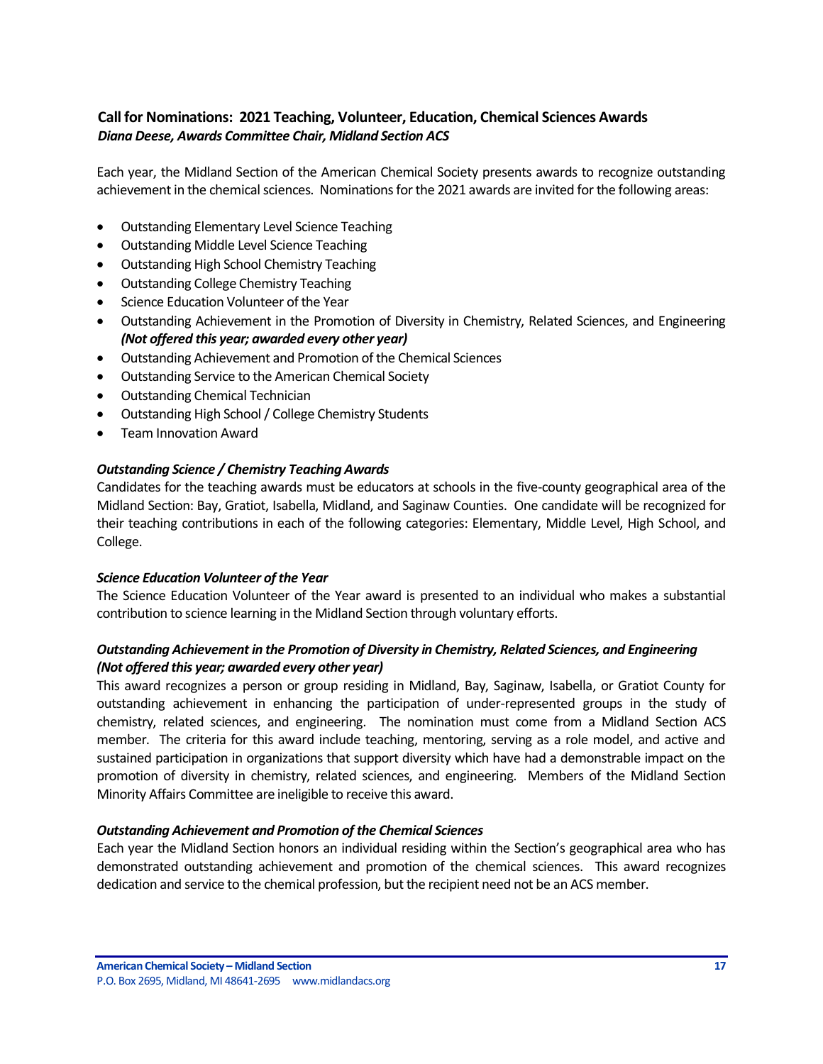## Call for Nominations: 2021 Teaching, Volunteer, Education, Chemical Sciences Awards

***Diana Deese, Awards Committee Chair, Midland Section ACS***

Each year, the Midland Section of the American Chemical Society presents awards to recognize outstanding achievement in the chemical sciences. Nominations for the 2021 awards are invited for the following areas:

- Outstanding Elementary Level Science Teaching
- Outstanding Middle Level Science Teaching
- Outstanding High School Chemistry Teaching
- Outstanding College Chemistry Teaching
- Science Education Volunteer of the Year
- Outstanding Achievement in the Promotion of Diversity in Chemistry, Related Sciences, and Engineering ***(Not offered this year; awarded every other year)***
- Outstanding Achievement and Promotion of the Chemical Sciences
- Outstanding Service to the American Chemical Society
- Outstanding Chemical Technician
- Outstanding High School / College Chemistry Students
- Team Innovation Award

### *Outstanding Science / Chemistry Teaching Awards*

Candidates for the teaching awards must be educators at schools in the five-county geographical area of the Midland Section: Bay, Gratiot, Isabella, Midland, and Saginaw Counties. One candidate will be recognized for their teaching contributions in each of the following categories: Elementary, Middle Level, High School, and College.

### *Science Education Volunteer of the Year*

The Science Education Volunteer of the Year award is presented to an individual who makes a substantial contribution to science learning in the Midland Section through voluntary efforts.

### *Outstanding Achievement in the Promotion of Diversity in Chemistry, Related Sciences, and Engineering (Not offered this year; awarded every other year)*

This award recognizes a person or group residing in Midland, Bay, Saginaw, Isabella, or Gratiot County for outstanding achievement in enhancing the participation of under-represented groups in the study of chemistry, related sciences, and engineering. The nomination must come from a Midland Section ACS member. The criteria for this award include teaching, mentoring, serving as a role model, and active and sustained participation in organizations that support diversity which have had a demonstrable impact on the promotion of diversity in chemistry, related sciences, and engineering. Members of the Midland Section Minority Affairs Committee are ineligible to receive this award.

### *Outstanding Achievement and Promotion of the Chemical Sciences*

Each year the Midland Section honors an individual residing within the Section's geographical area who has demonstrated outstanding achievement and promotion of the chemical sciences. This award recognizes dedication and service to the chemical profession, but the recipient need not be an ACS member.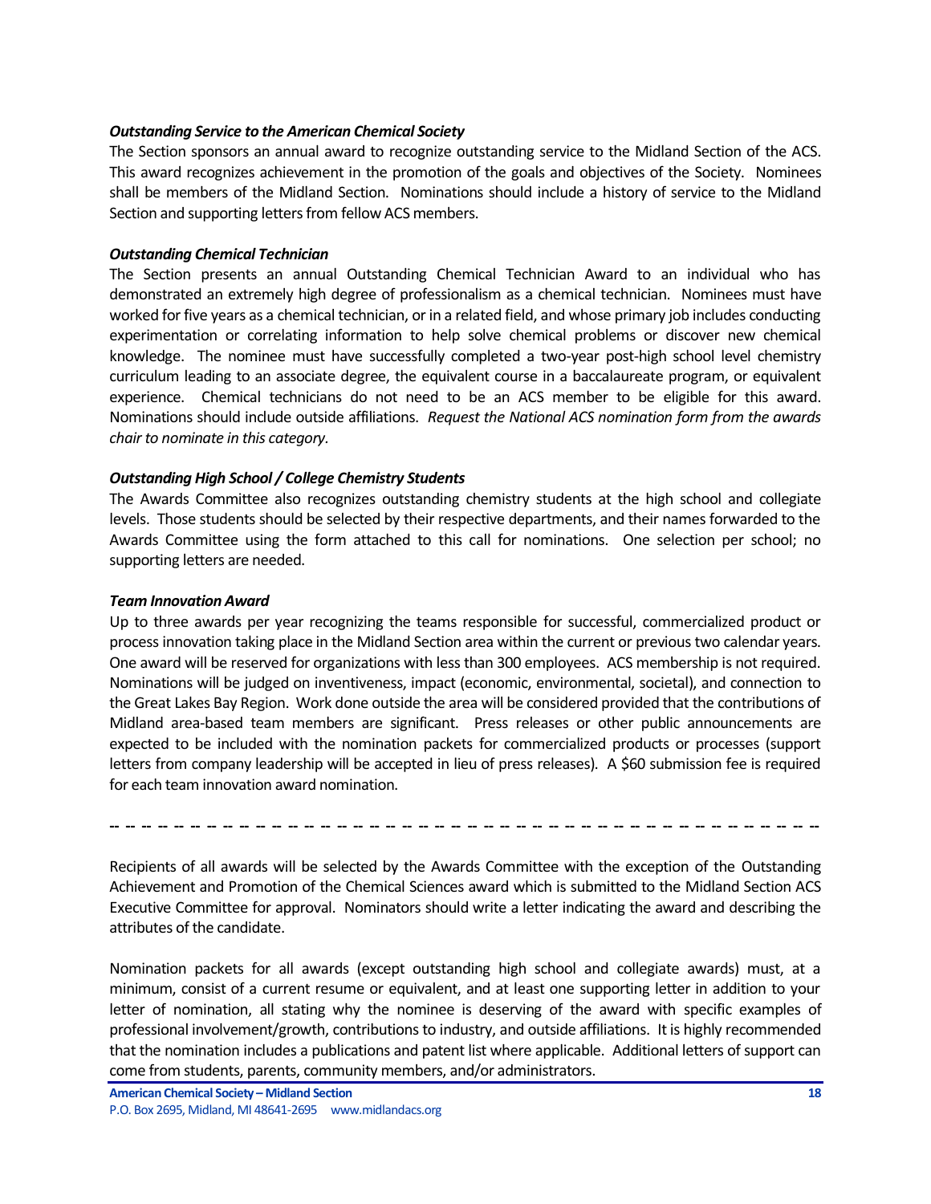***Outstanding Service to the American Chemical Society***

The Section sponsors an annual award to recognize outstanding service to the Midland Section of the ACS. This award recognizes achievement in the promotion of the goals and objectives of the Society. Nominees shall be members of the Midland Section. Nominations should include a history of service to the Midland Section and supporting letters from fellow ACS members.

***Outstanding Chemical Technician***

The Section presents an annual Outstanding Chemical Technician Award to an individual who has demonstrated an extremely high degree of professionalism as a chemical technician. Nominees must have worked for five years as a chemical technician, or in a related field, and whose primary job includes conducting experimentation or correlating information to help solve chemical problems or discover new chemical knowledge. The nominee must have successfully completed a two-year post-high school level chemistry curriculum leading to an associate degree, the equivalent course in a baccalaureate program, or equivalent experience. Chemical technicians do not need to be an ACS member to be eligible for this award. Nominations should include outside affiliations. *Request the National ACS nomination form from the awards chair to nominate in this category.*

***Outstanding High School / College Chemistry Students***

The Awards Committee also recognizes outstanding chemistry students at the high school and collegiate levels. Those students should be selected by their respective departments, and their names forwarded to the Awards Committee using the form attached to this call for nominations. One selection per school; no supporting letters are needed.

***Team Innovation Award***

Up to three awards per year recognizing the teams responsible for successful, commercialized product or process innovation taking place in the Midland Section area within the current or previous two calendar years. One award will be reserved for organizations with less than 300 employees. ACS membership is not required. Nominations will be judged on inventiveness, impact (economic, environmental, societal), and connection to the Great Lakes Bay Region. Work done outside the area will be considered provided that the contributions of Midland area-based team members are significant. Press releases or other public announcements are expected to be included with the nomination packets for commercialized products or processes (support letters from company leadership will be accepted in lieu of press releases). A $60 submission fee is required for each team innovation award nomination.

-- -- -- -- -- -- -- -- -- -- -- -- -- -- -- -- -- -- -- -- -- -- -- -- -- -- -- -- -- -- -- -- -- -- -- -- -- -- -- -- -- -- -- -- -- -- -- --

Recipients of all awards will be selected by the Awards Committee with the exception of the Outstanding Achievement and Promotion of the Chemical Sciences award which is submitted to the Midland Section ACS Executive Committee for approval. Nominators should write a letter indicating the award and describing the attributes of the candidate.

Nomination packets for all awards (except outstanding high school and collegiate awards) must, at a minimum, consist of a current resume or equivalent, and at least one supporting letter in addition to your letter of nomination, all stating why the nominee is deserving of the award with specific examples of professional involvement/growth, contributions to industry, and outside affiliations. It is highly recommended that the nomination includes a publications and patent list where applicable. Additional letters of support can come from students, parents, community members, and/or administrators.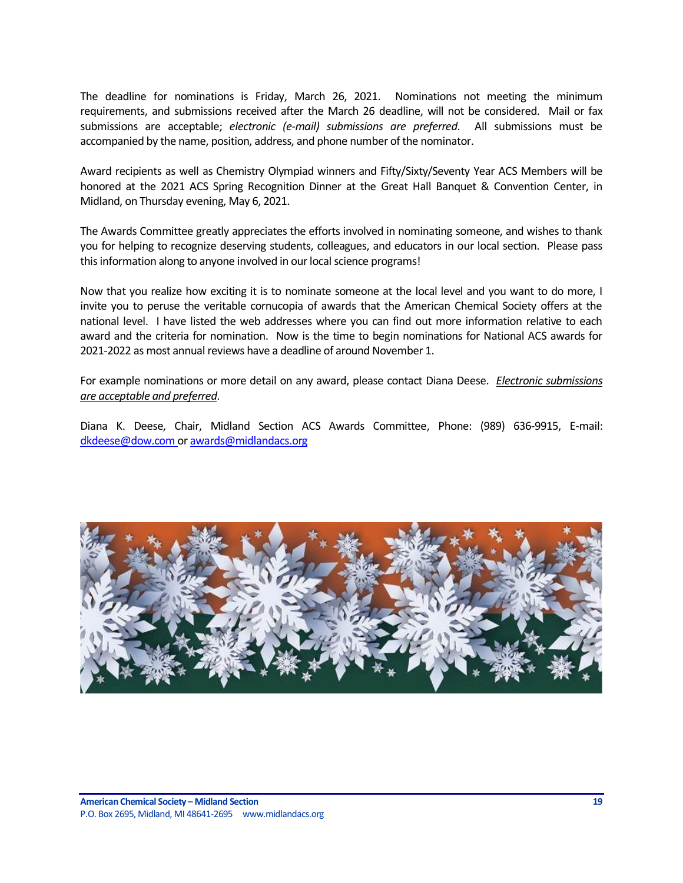The deadline for nominations is Friday, March 26, 2021. Nominations not meeting the minimum requirements, and submissions received after the March 26 deadline, will not be considered. Mail or fax submissions are acceptable; *electronic (e-mail) submissions are preferred*. All submissions must be accompanied by the name, position, address, and phone number of the nominator.

Award recipients as well as Chemistry Olympiad winners and Fifty/Sixty/Seventy Year ACS Members will be honored at the 2021 ACS Spring Recognition Dinner at the Great Hall Banquet & Convention Center, in Midland, on Thursday evening, May 6, 2021.

The Awards Committee greatly appreciates the efforts involved in nominating someone, and wishes to thank you for helping to recognize deserving students, colleagues, and educators in our local section. Please pass this information along to anyone involved in our local science programs!

Now that you realize how exciting it is to nominate someone at the local level and you want to do more, I invite you to peruse the veritable cornucopia of awards that the American Chemical Society offers at the national level. I have listed the web addresses where you can find out more information relative to each award and the criteria for nomination. Now is the time to begin nominations for National ACS awards for 2021-2022 as most annual reviews have a deadline of around November 1.

For example nominations or more detail on any award, please contact Diana Deese. *Electronic submissions are acceptable and preferred*.

Diana K. Deese, Chair, Midland Section ACS Awards Committee, Phone: (989) 636-9915, E-mail: dkdeese@dow.com or awards@midlandacs.org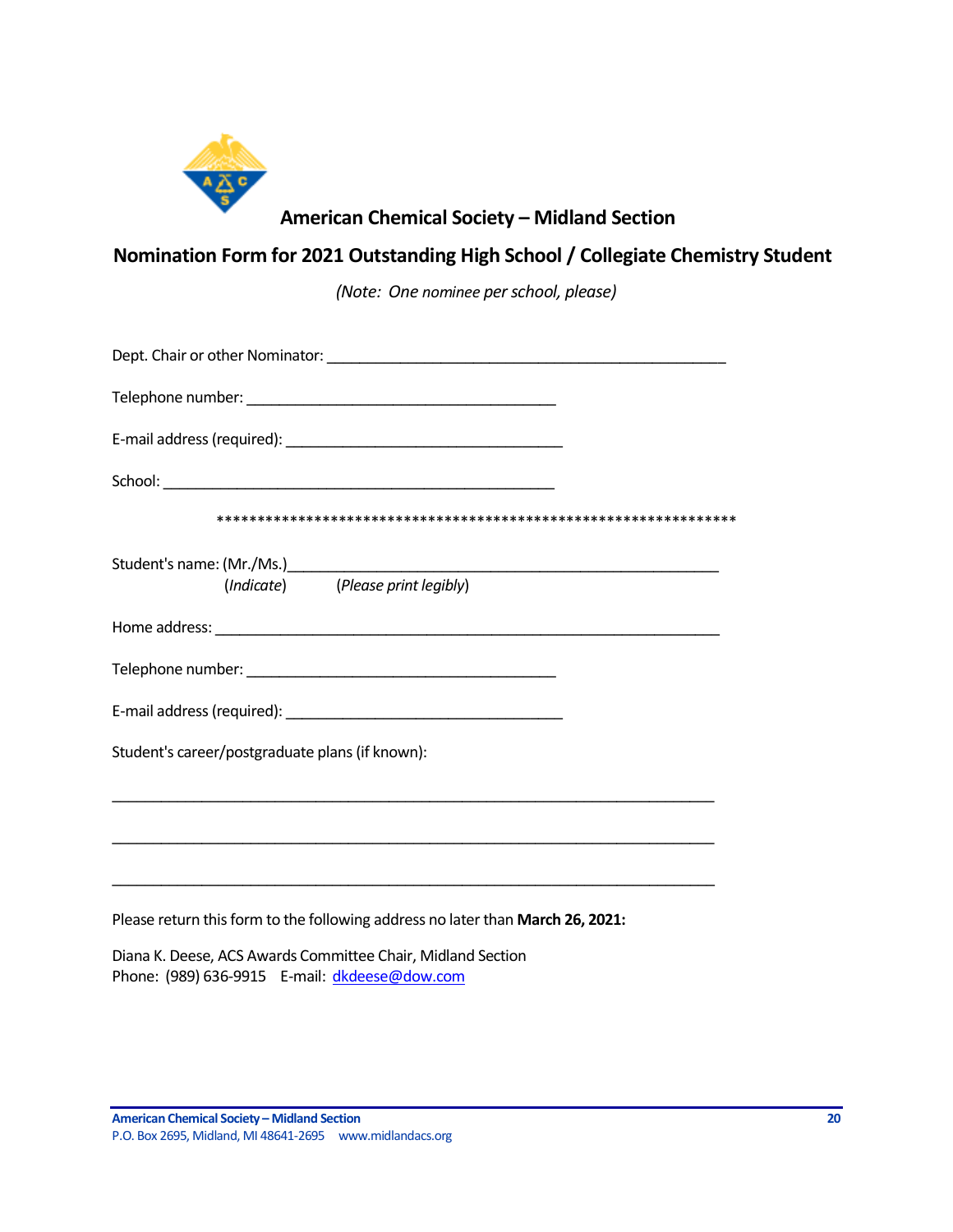## American Chemical Society – Midland Section

## Nomination Form for 2021 Outstanding High School / Collegiate Chemistry Student

*(Note: One nominee per school, please)*

Dept. Chair or other Nominator: ______________________________________________

Telephone number: ____________________________________

E-mail address (required): _________________________________

School: ______________________________________________

****************************************************************

Student's name: (Mr./Ms.)__________________________________________________
(*Indicate*) (*Please print legibly*)

Home address: _______________________________________________________________

Telephone number: ____________________________________

E-mail address (required): _________________________________

Student's career/postgraduate plans (if known):

______________________________________________________________________

______________________________________________________________________

______________________________________________________________________

Please return this form to the following address no later than **March 26, 2021:**

Diana K. Deese, ACS Awards Committee Chair, Midland Section
Phone: (989) 636-9915 E-mail: dkdeese@dow.com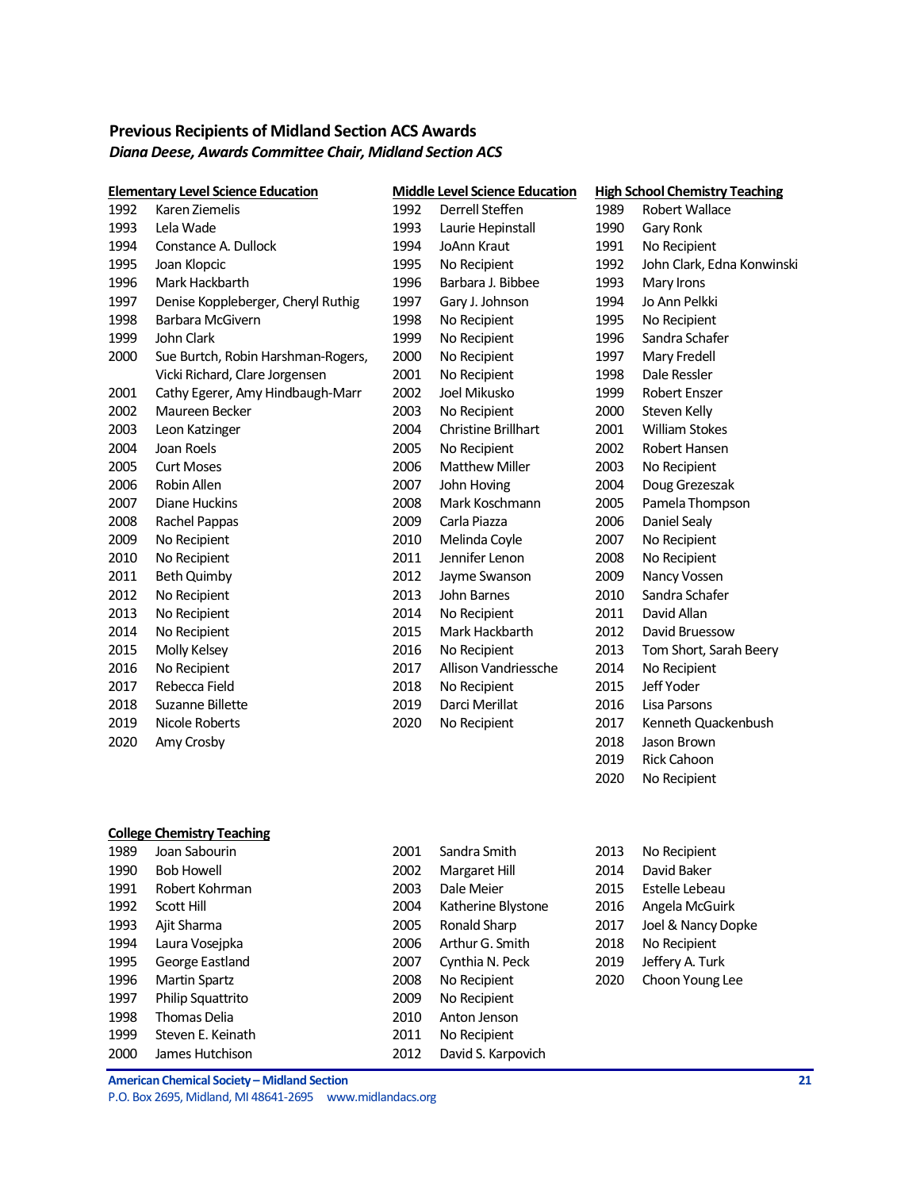## Previous Recipients of Midland Section ACS Awards

***Diana Deese, Awards Committee Chair, Midland Section ACS***

### Elementary Level Science Education

| Year | Recipient |
|---|---|
| 1992 | Karen Ziemelis |
| 1993 | Lela Wade |
| 1994 | Constance A. Dullock |
| 1995 | Joan Klopcic |
| 1996 | Mark Hackbarth |
| 1997 | Denise Koppleberger, Cheryl Ruthig |
| 1998 | Barbara McGivern |
| 1999 | John Clark |
| 2000 | Sue Burtch, Robin Harshman-Rogers, Vicki Richard, Clare Jorgensen |
| 2001 | Cathy Egerer, Amy Hindbaugh-Marr |
| 2002 | Maureen Becker |
| 2003 | Leon Katzinger |
| 2004 | Joan Roels |
| 2005 | Curt Moses |
| 2006 | Robin Allen |
| 2007 | Diane Huckins |
| 2008 | Rachel Pappas |
| 2009 | No Recipient |
| 2010 | No Recipient |
| 2011 | Beth Quimby |
| 2012 | No Recipient |
| 2013 | No Recipient |
| 2014 | No Recipient |
| 2015 | Molly Kelsey |
| 2016 | No Recipient |
| 2017 | Rebecca Field |
| 2018 | Suzanne Billette |
| 2019 | Nicole Roberts |
| 2020 | Amy Crosby |

### Middle Level Science Education

| Year | Recipient |
|---|---|
| 1992 | Derrell Steffen |
| 1993 | Laurie Hepinstall |
| 1994 | JoAnn Kraut |
| 1995 | No Recipient |
| 1996 | Barbara J. Bibbee |
| 1997 | Gary J. Johnson |
| 1998 | No Recipient |
| 1999 | No Recipient |
| 2000 | No Recipient |
| 2001 | No Recipient |
| 2002 | Joel Mikusko |
| 2003 | No Recipient |
| 2004 | Christine Brillhart |
| 2005 | No Recipient |
| 2006 | Matthew Miller |
| 2007 | John Hoving |
| 2008 | Mark Koschmann |
| 2009 | Carla Piazza |
| 2010 | Melinda Coyle |
| 2011 | Jennifer Lenon |
| 2012 | Jayme Swanson |
| 2013 | John Barnes |
| 2014 | No Recipient |
| 2015 | Mark Hackbarth |
| 2016 | No Recipient |
| 2017 | Allison Vandriessche |
| 2018 | No Recipient |
| 2019 | Darci Merillat |
| 2020 | No Recipient |

### High School Chemistry Teaching

| Year | Recipient |
|---|---|
| 1989 | Robert Wallace |
| 1990 | Gary Ronk |
| 1991 | No Recipient |
| 1992 | John Clark, Edna Konwinski |
| 1993 | Mary Irons |
| 1994 | Jo Ann Pelkki |
| 1995 | No Recipient |
| 1996 | Sandra Schafer |
| 1997 | Mary Fredell |
| 1998 | Dale Ressler |
| 1999 | Robert Enszer |
| 2000 | Steven Kelly |
| 2001 | William Stokes |
| 2002 | Robert Hansen |
| 2003 | No Recipient |
| 2004 | Doug Grezeszak |
| 2005 | Pamela Thompson |
| 2006 | Daniel Sealy |
| 2007 | No Recipient |
| 2008 | No Recipient |
| 2009 | Nancy Vossen |
| 2010 | Sandra Schafer |
| 2011 | David Allan |
| 2012 | David Bruessow |
| 2013 | Tom Short, Sarah Beery |
| 2014 | No Recipient |
| 2015 | Jeff Yoder |
| 2016 | Lisa Parsons |
| 2017 | Kenneth Quackenbush |
| 2018 | Jason Brown |
| 2019 | Rick Cahoon |
| 2020 | No Recipient |

### College Chemistry Teaching

| Year | Recipient |
|---|---|
| 1989 | Joan Sabourin |
| 1990 | Bob Howell |
| 1991 | Robert Kohrman |
| 1992 | Scott Hill |
| 1993 | Ajit Sharma |
| 1994 | Laura Vosejpka |
| 1995 | George Eastland |
| 1996 | Martin Spartz |
| 1997 | Philip Squattrito |
| 1998 | Thomas Delia |
| 1999 | Steven E. Keinath |
| 2000 | James Hutchison |
| 2001 | Sandra Smith |
| 2002 | Margaret Hill |
| 2003 | Dale Meier |
| 2004 | Katherine Blystone |
| 2005 | Ronald Sharp |
| 2006 | Arthur G. Smith |
| 2007 | Cynthia N. Peck |
| 2008 | No Recipient |
| 2009 | No Recipient |
| 2010 | Anton Jenson |
| 2011 | No Recipient |
| 2012 | David S. Karpovich |
| 2013 | No Recipient |
| 2014 | David Baker |
| 2015 | Estelle Lebeau |
| 2016 | Angela McGuirk |
| 2017 | Joel & Nancy Dopke |
| 2018 | No Recipient |
| 2019 | Jeffery A. Turk |
| 2020 | Choon Young Lee |

**American Chemical Society – Midland Section**
P.O. Box 2695, Midland, MI 48641-2695 www.midlandacs.org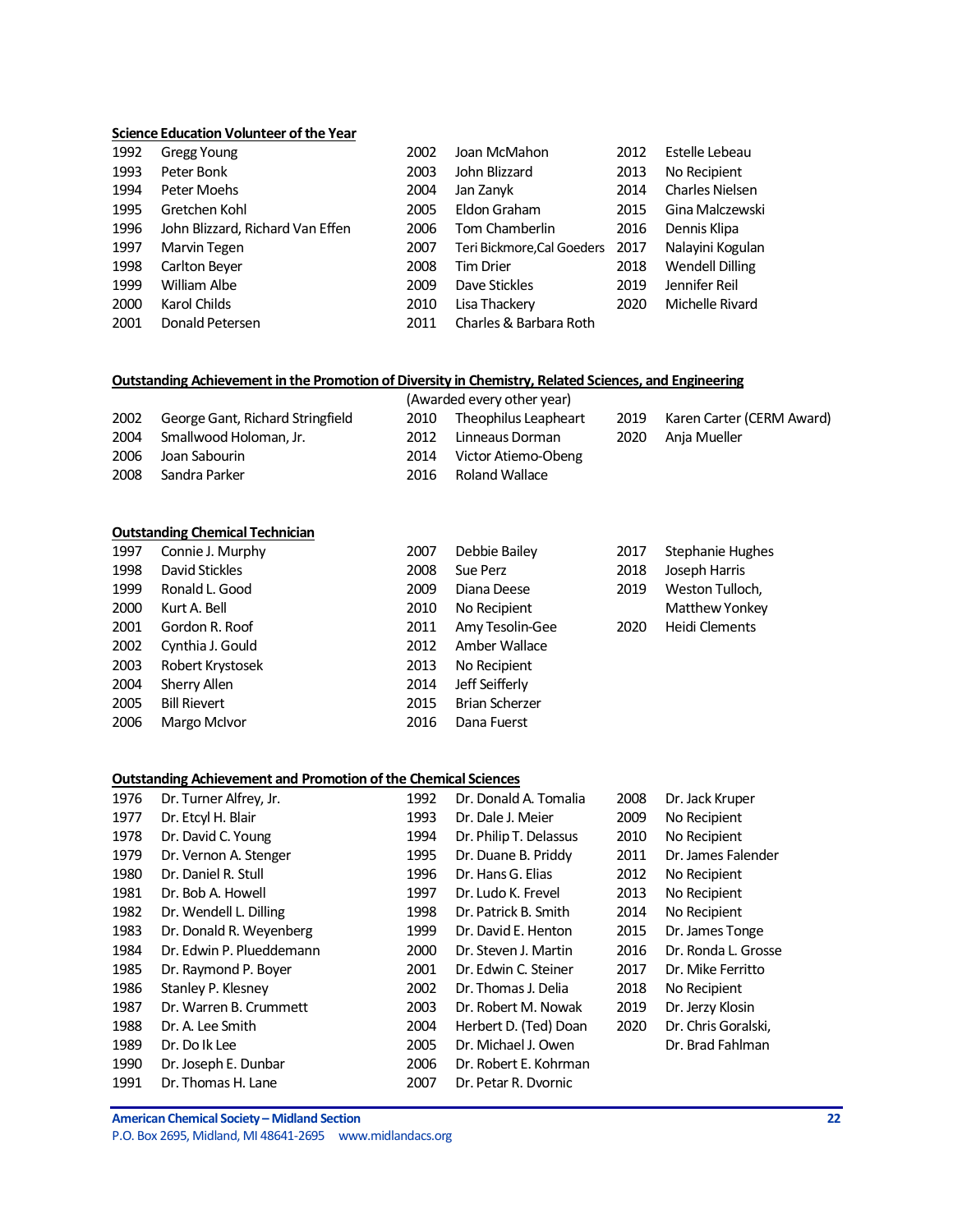**Science Education Volunteer of the Year**

| Year | Recipient |
|---|---|
| 1992 | Gregg Young |
| 1993 | Peter Bonk |
| 1994 | Peter Moehs |
| 1995 | Gretchen Kohl |
| 1996 | John Blizzard, Richard Van Effen |
| 1997 | Marvin Tegen |
| 1998 | Carlton Beyer |
| 1999 | William Albe |
| 2000 | Karol Childs |
| 2001 | Donald Petersen |
| 2002 | Joan McMahon |
| 2003 | John Blizzard |
| 2004 | Jan Zanyk |
| 2005 | Eldon Graham |
| 2006 | Tom Chamberlin |
| 2007 | Teri Bickmore,Cal Goeders |
| 2008 | Tim Drier |
| 2009 | Dave Stickles |
| 2010 | Lisa Thackery |
| 2011 | Charles & Barbara Roth |
| 2012 | Estelle Lebeau |
| 2013 | No Recipient |
| 2014 | Charles Nielsen |
| 2015 | Gina Malczewski |
| 2016 | Dennis Klipa |
| 2017 | Nalayini Kogulan |
| 2018 | Wendell Dilling |
| 2019 | Jennifer Reil |
| 2020 | Michelle Rivard |

**Outstanding Achievement in the Promotion of Diversity in Chemistry, Related Sciences, and Engineering**

(Awarded every other year)

| Year | Recipient |
|---|---|
| 2002 | George Gant, Richard Stringfield |
| 2004 | Smallwood Holoman, Jr. |
| 2006 | Joan Sabourin |
| 2008 | Sandra Parker |
| 2010 | Theophilus Leapheart |
| 2012 | Linneaus Dorman |
| 2014 | Victor Atiemo-Obeng |
| 2016 | Roland Wallace |
| 2019 | Karen Carter (CERM Award) |
| 2020 | Anja Mueller |

**Outstanding Chemical Technician**

| Year | Recipient |
|---|---|
| 1997 | Connie J. Murphy |
| 1998 | David Stickles |
| 1999 | Ronald L. Good |
| 2000 | Kurt A. Bell |
| 2001 | Gordon R. Roof |
| 2002 | Cynthia J. Gould |
| 2003 | Robert Krystosek |
| 2004 | Sherry Allen |
| 2005 | Bill Rievert |
| 2006 | Margo McIvor |
| 2007 | Debbie Bailey |
| 2008 | Sue Perz |
| 2009 | Diana Deese |
| 2010 | No Recipient |
| 2011 | Amy Tesolin-Gee |
| 2012 | Amber Wallace |
| 2013 | No Recipient |
| 2014 | Jeff Seifferly |
| 2015 | Brian Scherzer |
| 2016 | Dana Fuerst |
| 2017 | Stephanie Hughes |
| 2018 | Joseph Harris |
| 2019 | Weston Tulloch, Matthew Yonkey |
| 2020 | Heidi Clements |

**Outstanding Achievement and Promotion of the Chemical Sciences**

| Year | Recipient |
|---|---|
| 1976 | Dr. Turner Alfrey, Jr. |
| 1977 | Dr. Etcyl H. Blair |
| 1978 | Dr. David C. Young |
| 1979 | Dr. Vernon A. Stenger |
| 1980 | Dr. Daniel R. Stull |
| 1981 | Dr. Bob A. Howell |
| 1982 | Dr. Wendell L. Dilling |
| 1983 | Dr. Donald R. Weyenberg |
| 1984 | Dr. Edwin P. Plueddemann |
| 1985 | Dr. Raymond P. Boyer |
| 1986 | Stanley P. Klesney |
| 1987 | Dr. Warren B. Crummett |
| 1988 | Dr. A. Lee Smith |
| 1989 | Dr. Do Ik Lee |
| 1990 | Dr. Joseph E. Dunbar |
| 1991 | Dr. Thomas H. Lane |
| 1992 | Dr. Donald A. Tomalia |
| 1993 | Dr. Dale J. Meier |
| 1994 | Dr. Philip T. Delassus |
| 1995 | Dr. Duane B. Priddy |
| 1996 | Dr. Hans G. Elias |
| 1997 | Dr. Ludo K. Frevel |
| 1998 | Dr. Patrick B. Smith |
| 1999 | Dr. David E. Henton |
| 2000 | Dr. Steven J. Martin |
| 2001 | Dr. Edwin C. Steiner |
| 2002 | Dr. Thomas J. Delia |
| 2003 | Dr. Robert M. Nowak |
| 2004 | Herbert D. (Ted) Doan |
| 2005 | Dr. Michael J. Owen |
| 2006 | Dr. Robert E. Kohrman |
| 2007 | Dr. Petar R. Dvornic |
| 2008 | Dr. Jack Kruper |
| 2009 | No Recipient |
| 2010 | No Recipient |
| 2011 | Dr. James Falender |
| 2012 | No Recipient |
| 2013 | No Recipient |
| 2014 | No Recipient |
| 2015 | Dr. James Tonge |
| 2016 | Dr. Ronda L. Grosse |
| 2017 | Dr. Mike Ferritto |
| 2018 | No Recipient |
| 2019 | Dr. Jerzy Klosin |
| 2020 | Dr. Chris Goralski, Dr. Brad Fahlman |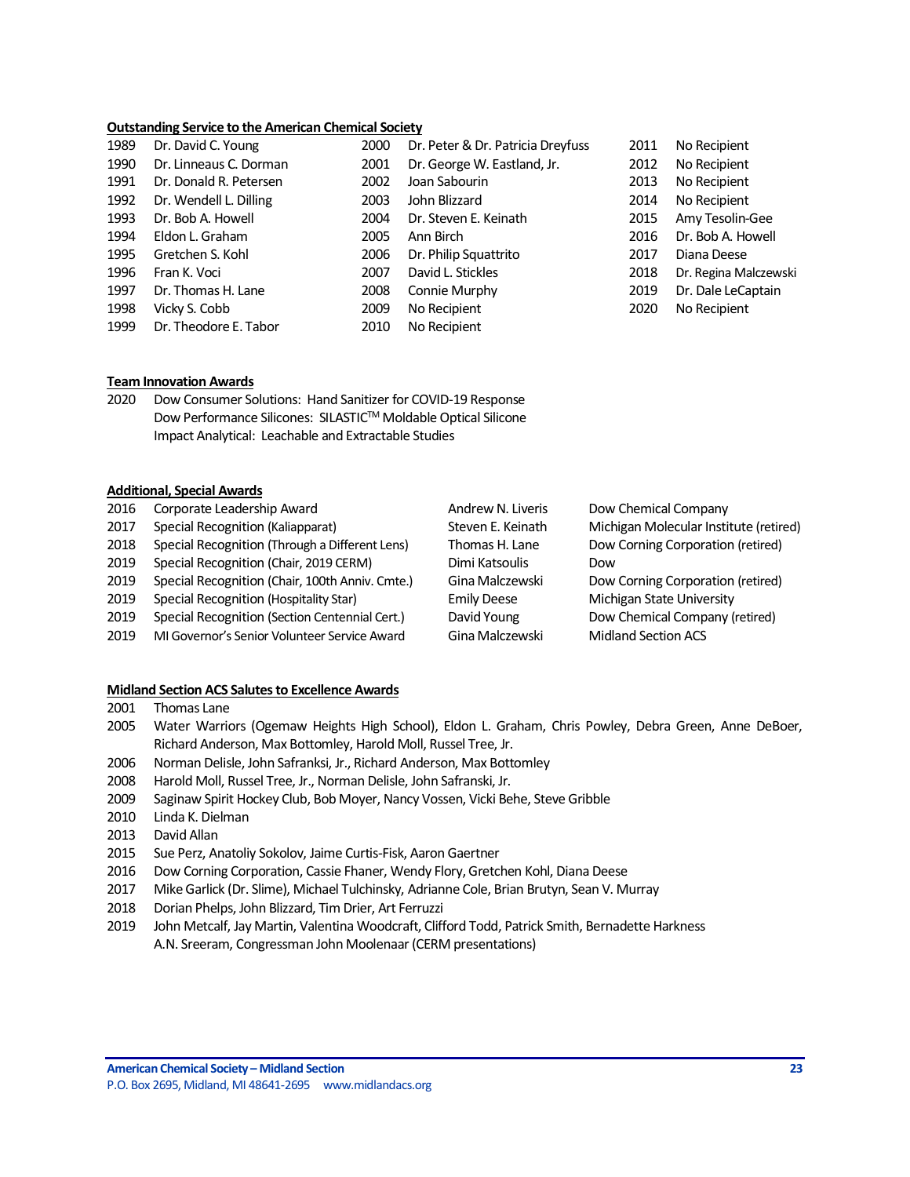**Outstanding Service to the American Chemical Society**

| Year | Recipient |
|---|---|
| 1989 | Dr. David C. Young |
| 1990 | Dr. Linneaus C. Dorman |
| 1991 | Dr. Donald R. Petersen |
| 1992 | Dr. Wendell L. Dilling |
| 1993 | Dr. Bob A. Howell |
| 1994 | Eldon L. Graham |
| 1995 | Gretchen S. Kohl |
| 1996 | Fran K. Voci |
| 1997 | Dr. Thomas H. Lane |
| 1998 | Vicky S. Cobb |
| 1999 | Dr. Theodore E. Tabor |
| 2000 | Dr. Peter & Dr. Patricia Dreyfuss |
| 2001 | Dr. George W. Eastland, Jr. |
| 2002 | Joan Sabourin |
| 2003 | John Blizzard |
| 2004 | Dr. Steven E. Keinath |
| 2005 | Ann Birch |
| 2006 | Dr. Philip Squattrito |
| 2007 | David L. Stickles |
| 2008 | Connie Murphy |
| 2009 | No Recipient |
| 2010 | No Recipient |
| 2011 | No Recipient |
| 2012 | No Recipient |
| 2013 | No Recipient |
| 2014 | No Recipient |
| 2015 | Amy Tesolin-Gee |
| 2016 | Dr. Bob A. Howell |
| 2017 | Diana Deese |
| 2018 | Dr. Regina Malczewski |
| 2019 | Dr. Dale LeCaptain |
| 2020 | No Recipient |

**Team Innovation Awards**

2020 Dow Consumer Solutions: Hand Sanitizer for COVID-19 Response
Dow Performance Silicones: SILASTIC™ Moldable Optical Silicone
Impact Analytical: Leachable and Extractable Studies

**Additional, Special Awards**

| Year | Award | Recipient | Affiliation |
|---|---|---|---|
| 2016 | Corporate Leadership Award | Andrew N. Liveris | Dow Chemical Company |
| 2017 | Special Recognition (Kaliapparat) | Steven E. Keinath | Michigan Molecular Institute (retired) |
| 2018 | Special Recognition (Through a Different Lens) | Thomas H. Lane | Dow Corning Corporation (retired) |
| 2019 | Special Recognition (Chair, 2019 CERM) | Dimi Katsoulis | Dow |
| 2019 | Special Recognition (Chair, 100th Anniv. Cmte.) | Gina Malczewski | Dow Corning Corporation (retired) |
| 2019 | Special Recognition (Hospitality Star) | Emily Deese | Michigan State University |
| 2019 | Special Recognition (Section Centennial Cert.) | David Young | Dow Chemical Company (retired) |
| 2019 | MI Governor's Senior Volunteer Service Award | Gina Malczewski | Midland Section ACS |

**Midland Section ACS Salutes to Excellence Awards**

2001 Thomas Lane

2005 Water Warriors (Ogemaw Heights High School), Eldon L. Graham, Chris Powley, Debra Green, Anne DeBoer, Richard Anderson, Max Bottomley, Harold Moll, Russel Tree, Jr.

2006 Norman Delisle, John Safranksi, Jr., Richard Anderson, Max Bottomley

2008 Harold Moll, Russel Tree, Jr., Norman Delisle, John Safranski, Jr.

2009 Saginaw Spirit Hockey Club, Bob Moyer, Nancy Vossen, Vicki Behe, Steve Gribble

2010 Linda K. Dielman

2013 David Allan

2015 Sue Perz, Anatoliy Sokolov, Jaime Curtis-Fisk, Aaron Gaertner

2016 Dow Corning Corporation, Cassie Fhaner, Wendy Flory, Gretchen Kohl, Diana Deese

2017 Mike Garlick (Dr. Slime), Michael Tulchinsky, Adrianne Cole, Brian Brutyn, Sean V. Murray

2018 Dorian Phelps, John Blizzard, Tim Drier, Art Ferruzzi

2019 John Metcalf, Jay Martin, Valentina Woodcraft, Clifford Todd, Patrick Smith, Bernadette Harkness
A.N. Sreeram, Congressman John Moolenaar (CERM presentations)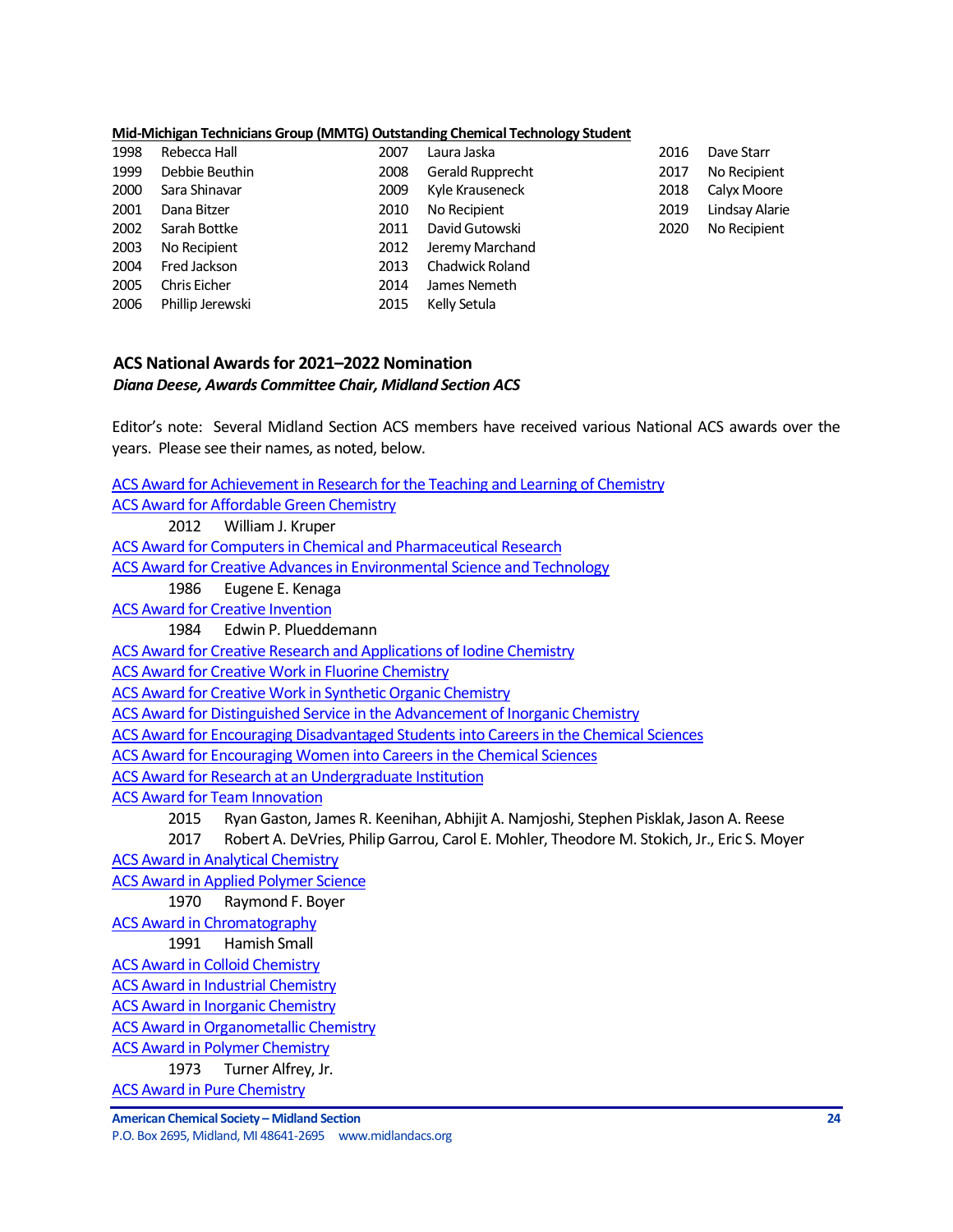**Mid-Michigan Technicians Group (MMTG) Outstanding Chemical Technology Student**

| | | | | | |
|---|---|---|---|---|---|
| 1998 | Rebecca Hall | 2007 | Laura Jaska | 2016 | Dave Starr |
| 1999 | Debbie Beuthin | 2008 | Gerald Rupprecht | 2017 | No Recipient |
| 2000 | Sara Shinavar | 2009 | Kyle Krauseneck | 2018 | Calyx Moore |
| 2001 | Dana Bitzer | 2010 | No Recipient | 2019 | Lindsay Alarie |
| 2002 | Sarah Bottke | 2011 | David Gutowski | 2020 | No Recipient |
| 2003 | No Recipient | 2012 | Jeremy Marchand | | |
| 2004 | Fred Jackson | 2013 | Chadwick Roland | | |
| 2005 | Chris Eicher | 2014 | James Nemeth | | |
| 2006 | Phillip Jerewski | 2015 | Kelly Setula | | |

## ACS National Awards for 2021–2022 Nomination

***Diana Deese, Awards Committee Chair, Midland Section ACS***

Editor's note: Several Midland Section ACS members have received various National ACS awards over the years. Please see their names, as noted, below.

ACS Award for Achievement in Research for the Teaching and Learning of Chemistry

ACS Award for Affordable Green Chemistry

- 2012 William J. Kruper

ACS Award for Computers in Chemical and Pharmaceutical Research

ACS Award for Creative Advances in Environmental Science and Technology

- 1986 Eugene E. Kenaga

ACS Award for Creative Invention

- 1984 Edwin P. Plueddemann

ACS Award for Creative Research and Applications of Iodine Chemistry

ACS Award for Creative Work in Fluorine Chemistry

ACS Award for Creative Work in Synthetic Organic Chemistry

ACS Award for Distinguished Service in the Advancement of Inorganic Chemistry

ACS Award for Encouraging Disadvantaged Students into Careers in the Chemical Sciences

ACS Award for Encouraging Women into Careers in the Chemical Sciences

ACS Award for Research at an Undergraduate Institution

ACS Award for Team Innovation

- 2015 Ryan Gaston, James R. Keenihan, Abhijit A. Namjoshi, Stephen Pisklak, Jason A. Reese
- 2017 Robert A. DeVries, Philip Garrou, Carol E. Mohler, Theodore M. Stokich, Jr., Eric S. Moyer

ACS Award in Analytical Chemistry

ACS Award in Applied Polymer Science

- 1970 Raymond F. Boyer

ACS Award in Chromatography

- 1991 Hamish Small

ACS Award in Colloid Chemistry

ACS Award in Industrial Chemistry

ACS Award in Inorganic Chemistry

ACS Award in Organometallic Chemistry

ACS Award in Polymer Chemistry

- 1973 Turner Alfrey, Jr.

ACS Award in Pure Chemistry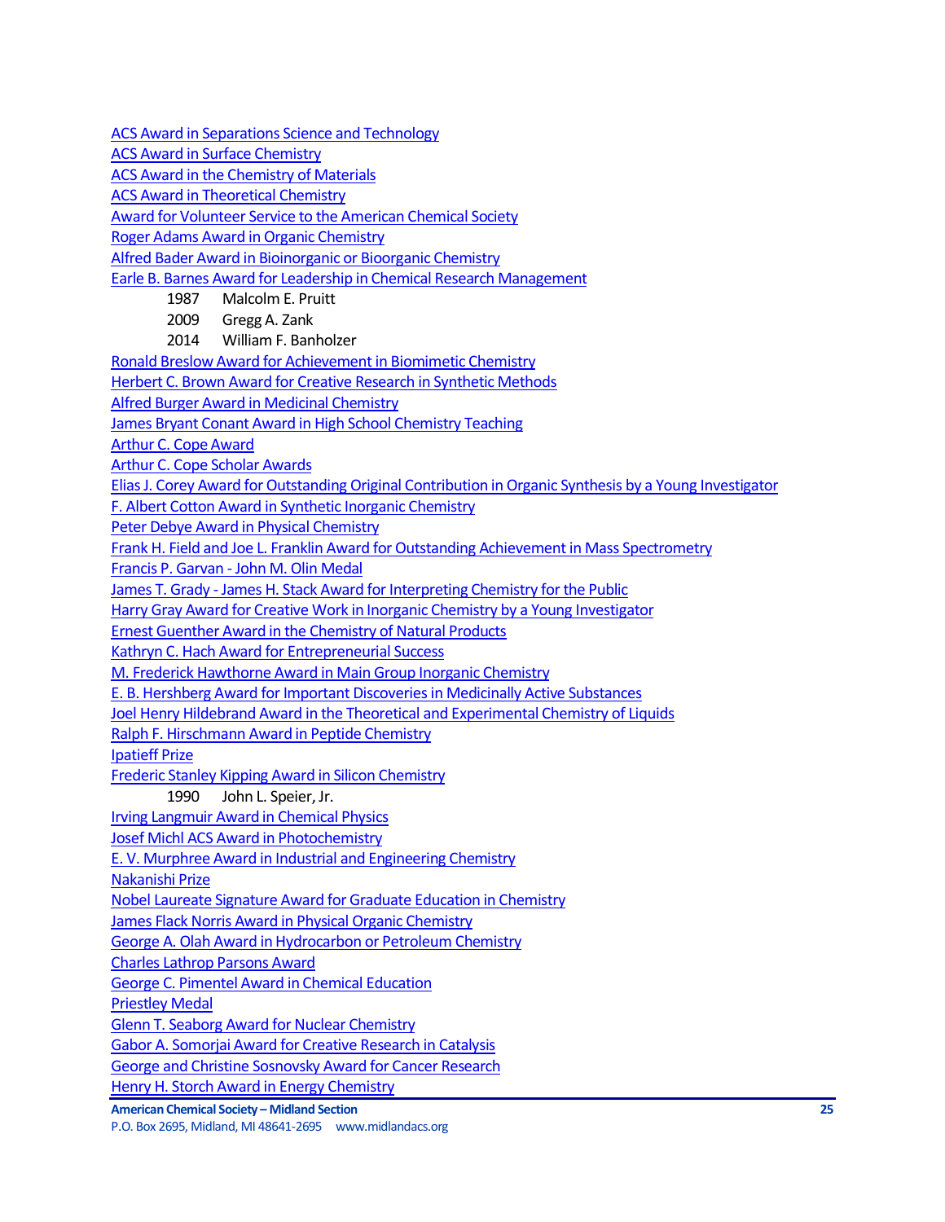ACS Award in Separations Science and Technology

ACS Award in Surface Chemistry

ACS Award in the Chemistry of Materials

ACS Award in Theoretical Chemistry

Award for Volunteer Service to the American Chemical Society

Roger Adams Award in Organic Chemistry

Alfred Bader Award in Bioinorganic or Bioorganic Chemistry

Earle B. Barnes Award for Leadership in Chemical Research Management

- 1987 Malcolm E. Pruitt
- 2009 Gregg A. Zank
- 2014 William F. Banholzer

Ronald Breslow Award for Achievement in Biomimetic Chemistry

Herbert C. Brown Award for Creative Research in Synthetic Methods

Alfred Burger Award in Medicinal Chemistry

James Bryant Conant Award in High School Chemistry Teaching

Arthur C. Cope Award

Arthur C. Cope Scholar Awards

Elias J. Corey Award for Outstanding Original Contribution in Organic Synthesis by a Young Investigator

F. Albert Cotton Award in Synthetic Inorganic Chemistry

Peter Debye Award in Physical Chemistry

Frank H. Field and Joe L. Franklin Award for Outstanding Achievement in Mass Spectrometry

Francis P. Garvan - John M. Olin Medal

James T. Grady - James H. Stack Award for Interpreting Chemistry for the Public

Harry Gray Award for Creative Work in Inorganic Chemistry by a Young Investigator

Ernest Guenther Award in the Chemistry of Natural Products

Kathryn C. Hach Award for Entrepreneurial Success

M. Frederick Hawthorne Award in Main Group Inorganic Chemistry

E. B. Hershberg Award for Important Discoveries in Medicinally Active Substances

Joel Henry Hildebrand Award in the Theoretical and Experimental Chemistry of Liquids

Ralph F. Hirschmann Award in Peptide Chemistry

Ipatieff Prize

Frederic Stanley Kipping Award in Silicon Chemistry

- 1990 John L. Speier, Jr.

Irving Langmuir Award in Chemical Physics

Josef Michl ACS Award in Photochemistry

E. V. Murphree Award in Industrial and Engineering Chemistry

Nakanishi Prize

Nobel Laureate Signature Award for Graduate Education in Chemistry

James Flack Norris Award in Physical Organic Chemistry

George A. Olah Award in Hydrocarbon or Petroleum Chemistry

Charles Lathrop Parsons Award

George C. Pimentel Award in Chemical Education

Priestley Medal

Glenn T. Seaborg Award for Nuclear Chemistry

Gabor A. Somorjai Award for Creative Research in Catalysis

George and Christine Sosnovsky Award for Cancer Research

Henry H. Storch Award in Energy Chemistry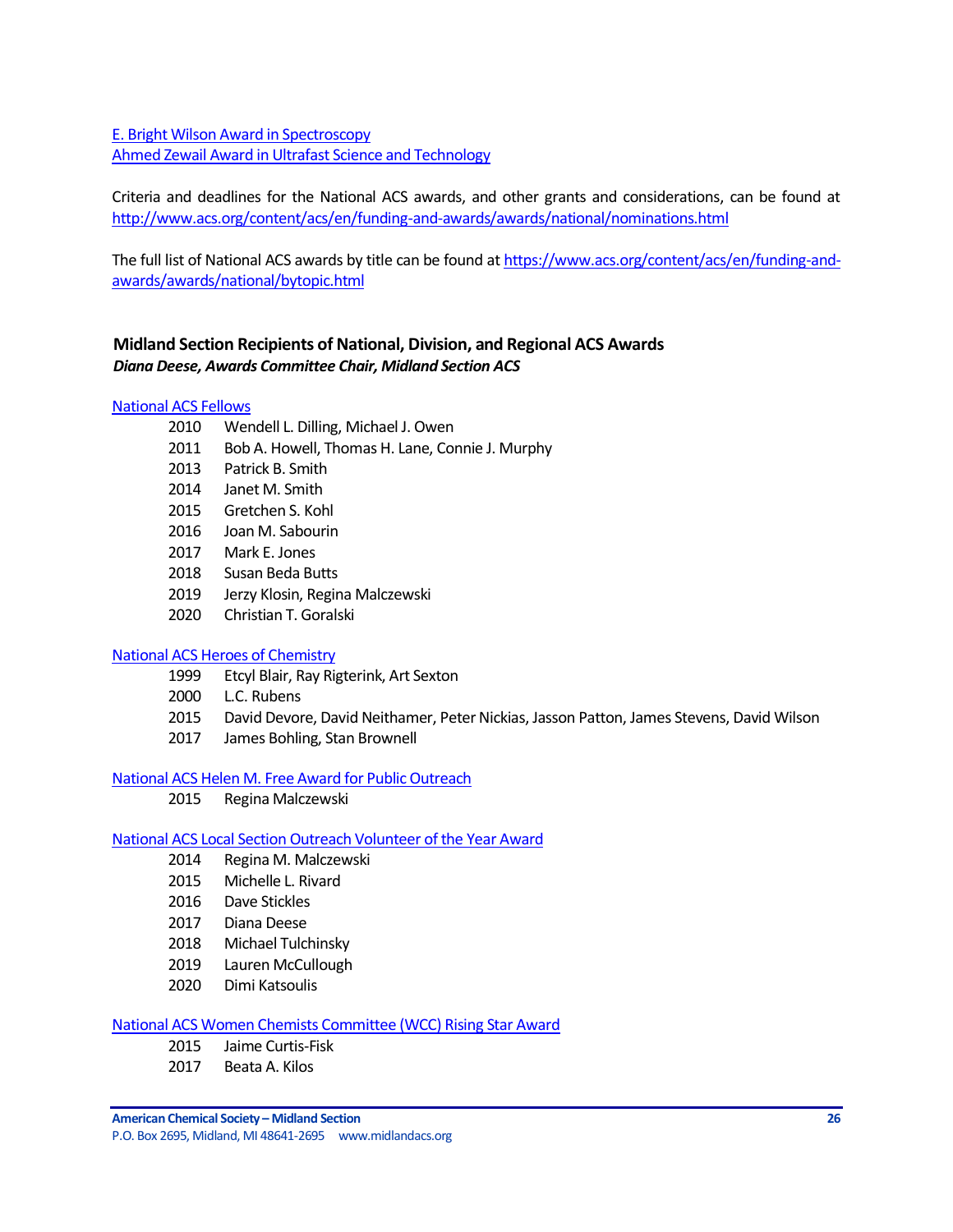[E. Bright Wilson Award in Spectroscopy](#)
[Ahmed Zewail Award in Ultrafast Science and Technology](#)

Criteria and deadlines for the National ACS awards, and other grants and considerations, can be found at http://www.acs.org/content/acs/en/funding-and-awards/awards/national/nominations.html

The full list of National ACS awards by title can be found at https://www.acs.org/content/acs/en/funding-and-awards/awards/national/bytopic.html

### Midland Section Recipients of National, Division, and Regional ACS Awards

***Diana Deese, Awards Committee Chair, Midland Section ACS***

[National ACS Fellows](#)

- 2010 Wendell L. Dilling, Michael J. Owen
- 2011 Bob A. Howell, Thomas H. Lane, Connie J. Murphy
- 2013 Patrick B. Smith
- 2014 Janet M. Smith
- 2015 Gretchen S. Kohl
- 2016 Joan M. Sabourin
- 2017 Mark E. Jones
- 2018 Susan Beda Butts
- 2019 Jerzy Klosin, Regina Malczewski
- 2020 Christian T. Goralski

[National ACS Heroes of Chemistry](#)

- 1999 Etcyl Blair, Ray Rigterink, Art Sexton
- 2000 L.C. Rubens
- 2015 David Devore, David Neithamer, Peter Nickias, Jasson Patton, James Stevens, David Wilson
- 2017 James Bohling, Stan Brownell

[National ACS Helen M. Free Award for Public Outreach](#)

- 2015 Regina Malczewski

[National ACS Local Section Outreach Volunteer of the Year Award](#)

- 2014 Regina M. Malczewski
- 2015 Michelle L. Rivard
- 2016 Dave Stickles
- 2017 Diana Deese
- 2018 Michael Tulchinsky
- 2019 Lauren McCullough
- 2020 Dimi Katsoulis

[National ACS Women Chemists Committee (WCC) Rising Star Award](#)

- 2015 Jaime Curtis-Fisk
- 2017 Beata A. Kilos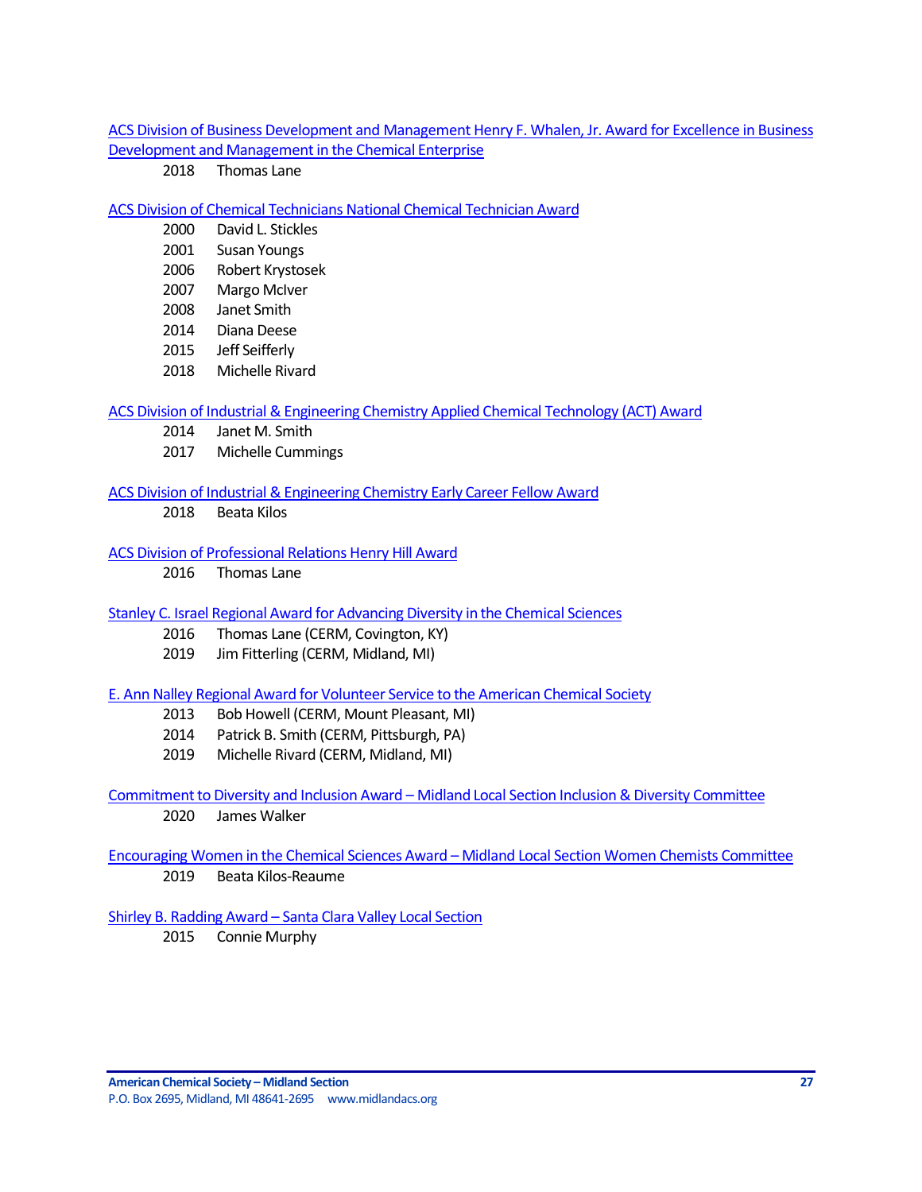ACS Division of Business Development and Management Henry F. Whalen, Jr. Award for Excellence in Business Development and Management in the Chemical Enterprise

2018 Thomas Lane

ACS Division of Chemical Technicians National Chemical Technician Award

2000 David L. Stickles
2001 Susan Youngs
2006 Robert Krystosek
2007 Margo McIver
2008 Janet Smith
2014 Diana Deese
2015 Jeff Seifferly
2018 Michelle Rivard

ACS Division of Industrial & Engineering Chemistry Applied Chemical Technology (ACT) Award

2014 Janet M. Smith
2017 Michelle Cummings

ACS Division of Industrial & Engineering Chemistry Early Career Fellow Award

2018 Beata Kilos

ACS Division of Professional Relations Henry Hill Award

2016 Thomas Lane

Stanley C. Israel Regional Award for Advancing Diversity in the Chemical Sciences

2016 Thomas Lane (CERM, Covington, KY)
2019 Jim Fitterling (CERM, Midland, MI)

E. Ann Nalley Regional Award for Volunteer Service to the American Chemical Society

2013 Bob Howell (CERM, Mount Pleasant, MI)
2014 Patrick B. Smith (CERM, Pittsburgh, PA)
2019 Michelle Rivard (CERM, Midland, MI)

Commitment to Diversity and Inclusion Award – Midland Local Section Inclusion & Diversity Committee

2020 James Walker

Encouraging Women in the Chemical Sciences Award – Midland Local Section Women Chemists Committee

2019 Beata Kilos-Reaume

Shirley B. Radding Award – Santa Clara Valley Local Section

2015 Connie Murphy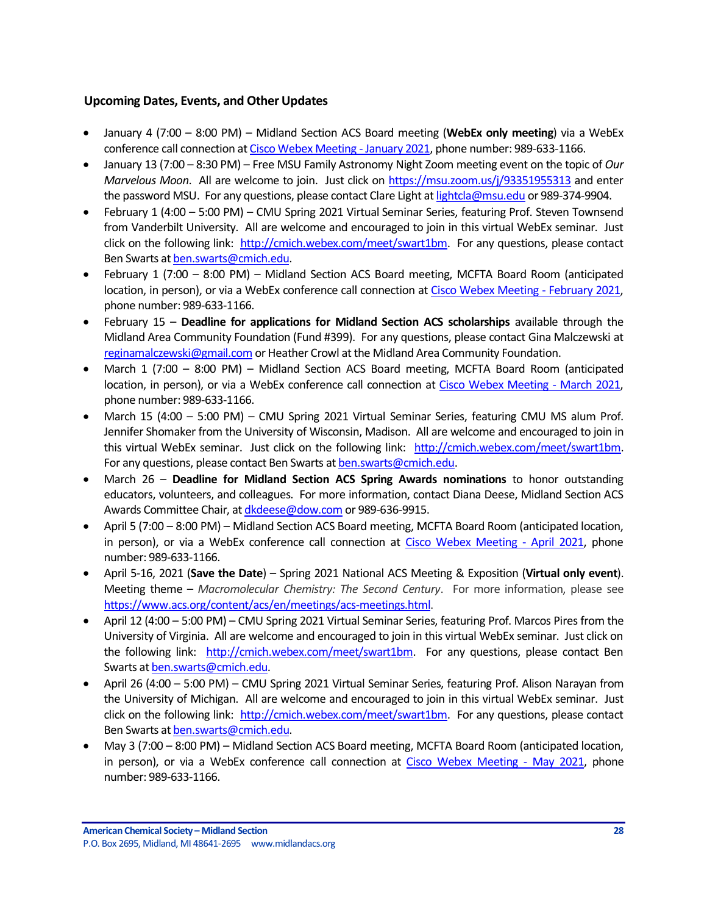### Upcoming Dates, Events, and Other Updates

- January 4 (7:00 – 8:00 PM) – Midland Section ACS Board meeting (**WebEx only meeting**) via a WebEx conference call connection at Cisco Webex Meeting - January 2021, phone number: 989-633-1166.
- January 13 (7:00 – 8:30 PM) – Free MSU Family Astronomy Night Zoom meeting event on the topic of *Our Marvelous Moon*. All are welcome to join. Just click on https://msu.zoom.us/j/93351955313 and enter the password MSU. For any questions, please contact Clare Light at lightcla@msu.edu or 989-374-9904.
- February 1 (4:00 – 5:00 PM) – CMU Spring 2021 Virtual Seminar Series, featuring Prof. Steven Townsend from Vanderbilt University. All are welcome and encouraged to join in this virtual WebEx seminar. Just click on the following link: http://cmich.webex.com/meet/swart1bm. For any questions, please contact Ben Swarts at ben.swarts@cmich.edu.
- February 1 (7:00 – 8:00 PM) – Midland Section ACS Board meeting, MCFTA Board Room (anticipated location, in person), or via a WebEx conference call connection at Cisco Webex Meeting - February 2021, phone number: 989-633-1166.
- February 15 – **Deadline for applications for Midland Section ACS scholarships** available through the Midland Area Community Foundation (Fund #399). For any questions, please contact Gina Malczewski at reginamalczewski@gmail.com or Heather Crowl at the Midland Area Community Foundation.
- March 1 (7:00 – 8:00 PM) – Midland Section ACS Board meeting, MCFTA Board Room (anticipated location, in person), or via a WebEx conference call connection at Cisco Webex Meeting - March 2021, phone number: 989-633-1166.
- March 15 (4:00 – 5:00 PM) – CMU Spring 2021 Virtual Seminar Series, featuring CMU MS alum Prof. Jennifer Shomaker from the University of Wisconsin, Madison. All are welcome and encouraged to join in this virtual WebEx seminar. Just click on the following link: http://cmich.webex.com/meet/swart1bm. For any questions, please contact Ben Swarts at ben.swarts@cmich.edu.
- March 26 – **Deadline for Midland Section ACS Spring Awards nominations** to honor outstanding educators, volunteers, and colleagues. For more information, contact Diana Deese, Midland Section ACS Awards Committee Chair, at dkdeese@dow.com or 989-636-9915.
- April 5 (7:00 – 8:00 PM) – Midland Section ACS Board meeting, MCFTA Board Room (anticipated location, in person), or via a WebEx conference call connection at Cisco Webex Meeting - April 2021, phone number: 989-633-1166.
- April 5-16, 2021 (**Save the Date**) – Spring 2021 National ACS Meeting & Exposition (**Virtual only event**). Meeting theme – *Macromolecular Chemistry: The Second Century*. For more information, please see https://www.acs.org/content/acs/en/meetings/acs-meetings.html.
- April 12 (4:00 – 5:00 PM) – CMU Spring 2021 Virtual Seminar Series, featuring Prof. Marcos Pires from the University of Virginia. All are welcome and encouraged to join in this virtual WebEx seminar. Just click on the following link: http://cmich.webex.com/meet/swart1bm. For any questions, please contact Ben Swarts at ben.swarts@cmich.edu.
- April 26 (4:00 – 5:00 PM) – CMU Spring 2021 Virtual Seminar Series, featuring Prof. Alison Narayan from the University of Michigan. All are welcome and encouraged to join in this virtual WebEx seminar. Just click on the following link: http://cmich.webex.com/meet/swart1bm. For any questions, please contact Ben Swarts at ben.swarts@cmich.edu.
- May 3 (7:00 – 8:00 PM) – Midland Section ACS Board meeting, MCFTA Board Room (anticipated location, in person), or via a WebEx conference call connection at Cisco Webex Meeting - May 2021, phone number: 989-633-1166.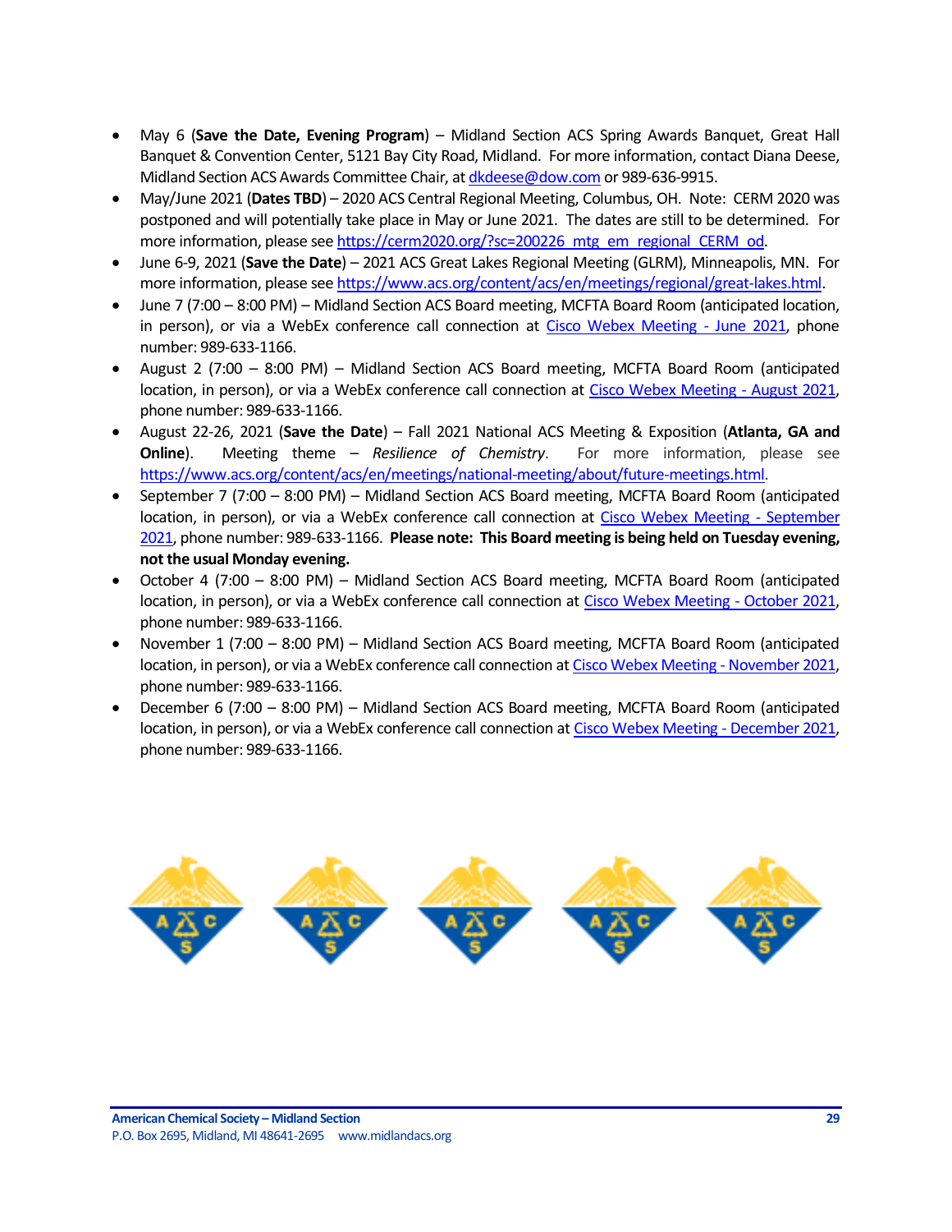- May 6 (**Save the Date, Evening Program**) – Midland Section ACS Spring Awards Banquet, Great Hall Banquet & Convention Center, 5121 Bay City Road, Midland. For more information, contact Diana Deese, Midland Section ACS Awards Committee Chair, at dkdeese@dow.com or 989-636-9915.
- May/June 2021 (**Dates TBD**) – 2020 ACS Central Regional Meeting, Columbus, OH. Note: CERM 2020 was postponed and will potentially take place in May or June 2021. The dates are still to be determined. For more information, please see https://cerm2020.org/?sc=200226_mtg_em_regional_CERM_od.
- June 6-9, 2021 (**Save the Date**) – 2021 ACS Great Lakes Regional Meeting (GLRM), Minneapolis, MN. For more information, please see https://www.acs.org/content/acs/en/meetings/regional/great-lakes.html.
- June 7 (7:00 – 8:00 PM) – Midland Section ACS Board meeting, MCFTA Board Room (anticipated location, in person), or via a WebEx conference call connection at Cisco Webex Meeting - June 2021, phone number: 989-633-1166.
- August 2 (7:00 – 8:00 PM) – Midland Section ACS Board meeting, MCFTA Board Room (anticipated location, in person), or via a WebEx conference call connection at Cisco Webex Meeting - August 2021, phone number: 989-633-1166.
- August 22-26, 2021 (**Save the Date**) – Fall 2021 National ACS Meeting & Exposition (**Atlanta, GA and Online**). Meeting theme – *Resilience of Chemistry*. For more information, please see https://www.acs.org/content/acs/en/meetings/national-meeting/about/future-meetings.html.
- September 7 (7:00 – 8:00 PM) – Midland Section ACS Board meeting, MCFTA Board Room (anticipated location, in person), or via a WebEx conference call connection at Cisco Webex Meeting - September 2021, phone number: 989-633-1166. **Please note: This Board meeting is being held on Tuesday evening, not the usual Monday evening.**
- October 4 (7:00 – 8:00 PM) – Midland Section ACS Board meeting, MCFTA Board Room (anticipated location, in person), or via a WebEx conference call connection at Cisco Webex Meeting - October 2021, phone number: 989-633-1166.
- November 1 (7:00 – 8:00 PM) – Midland Section ACS Board meeting, MCFTA Board Room (anticipated location, in person), or via a WebEx conference call connection at Cisco Webex Meeting - November 2021, phone number: 989-633-1166.
- December 6 (7:00 – 8:00 PM) – Midland Section ACS Board meeting, MCFTA Board Room (anticipated location, in person), or via a WebEx conference call connection at Cisco Webex Meeting - December 2021, phone number: 989-633-1166.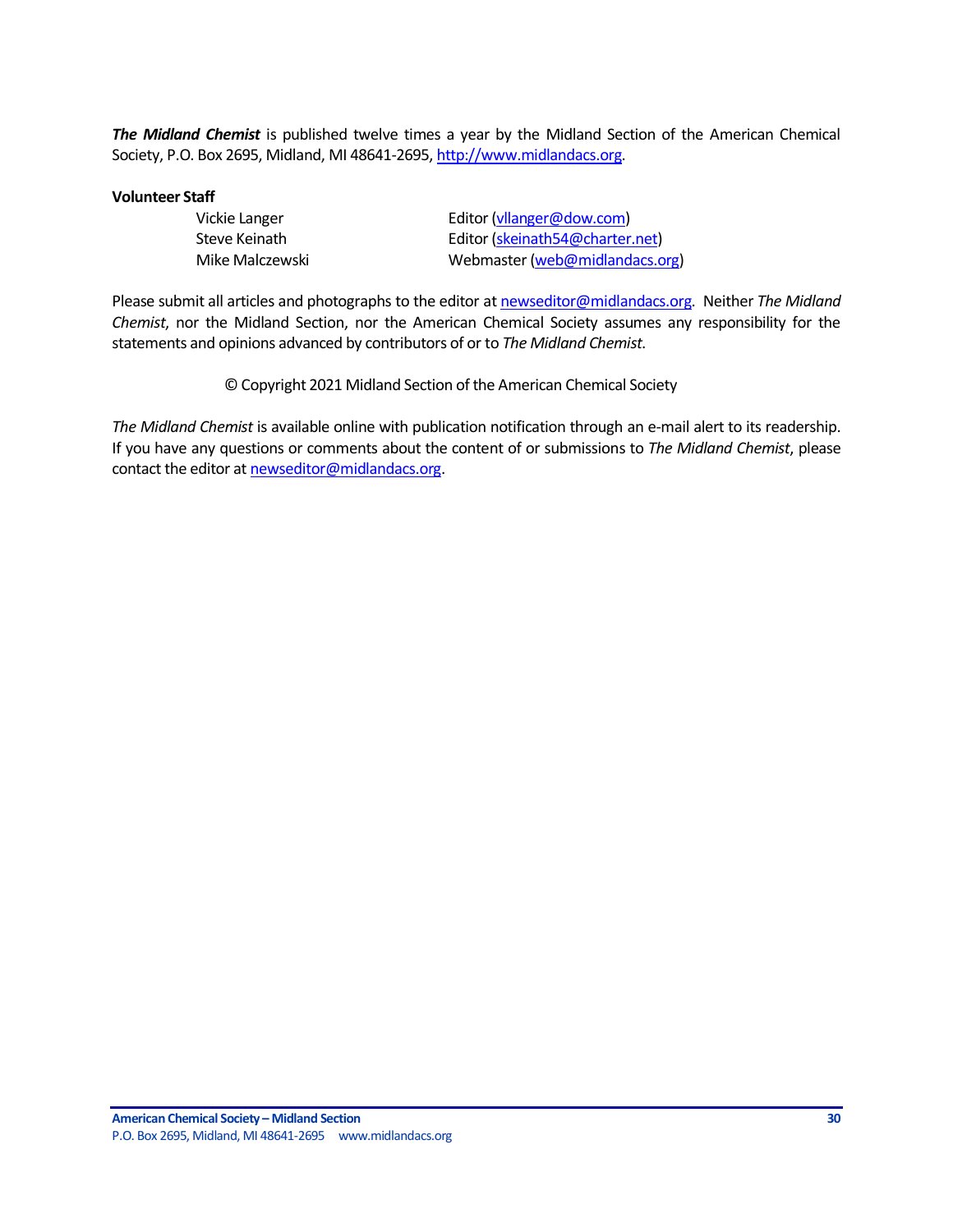***The Midland Chemist*** is published twelve times a year by the Midland Section of the American Chemical Society, P.O. Box 2695, Midland, MI 48641-2695, http://www.midlandacs.org.

**Volunteer Staff**

| | |
|---|---|
| Vickie Langer | Editor (vllanger@dow.com) |
| Steve Keinath | Editor (skeinath54@charter.net) |
| Mike Malczewski | Webmaster (web@midlandacs.org) |

Please submit all articles and photographs to the editor at newseditor@midlandacs.org. Neither *The Midland Chemist*, nor the Midland Section, nor the American Chemical Society assumes any responsibility for the statements and opinions advanced by contributors of or to *The Midland Chemist.*

© Copyright 2021 Midland Section of the American Chemical Society

*The Midland Chemist* is available online with publication notification through an e-mail alert to its readership. If you have any questions or comments about the content of or submissions to *The Midland Chemist*, please contact the editor at newseditor@midlandacs.org.